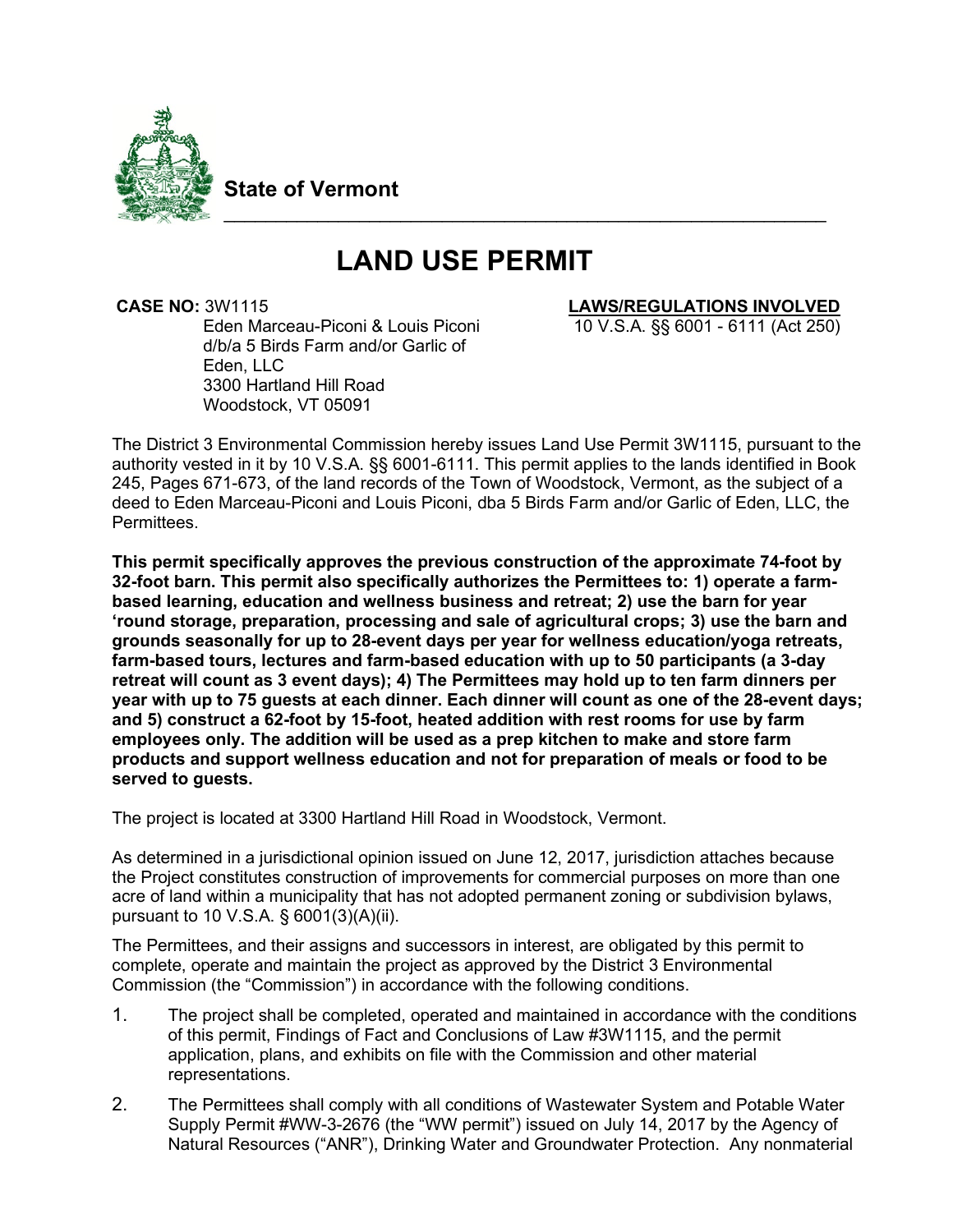**State of Vermont**

# LAND USE PERMIT

**CASE NO:** 3W1115
Eden Marceau-Piconi & Louis Piconi
d/b/a 5 Birds Farm and/or Garlic of Eden, LLC
3300 Hartland Hill Road
Woodstock, VT 05091

**LAWS/REGULATIONS INVOLVED**
10 V.S.A. §§ 6001 - 6111 (Act 250)

The District 3 Environmental Commission hereby issues Land Use Permit 3W1115, pursuant to the authority vested in it by 10 V.S.A. §§ 6001-6111. This permit applies to the lands identified in Book 245, Pages 671-673, of the land records of the Town of Woodstock, Vermont, as the subject of a deed to Eden Marceau-Piconi and Louis Piconi, dba 5 Birds Farm and/or Garlic of Eden, LLC, the Permittees.

**This permit specifically approves the previous construction of the approximate 74-foot by 32-foot barn. This permit also specifically authorizes the Permittees to: 1) operate a farm-based learning, education and wellness business and retreat; 2) use the barn for year 'round storage, preparation, processing and sale of agricultural crops; 3) use the barn and grounds seasonally for up to 28-event days per year for wellness education/yoga retreats, farm-based tours, lectures and farm-based education with up to 50 participants (a 3-day retreat will count as 3 event days); 4) The Permittees may hold up to ten farm dinners per year with up to 75 guests at each dinner. Each dinner will count as one of the 28-event days; and 5) construct a 62-foot by 15-foot, heated addition with rest rooms for use by farm employees only. The addition will be used as a prep kitchen to make and store farm products and support wellness education and not for preparation of meals or food to be served to guests.**

The project is located at 3300 Hartland Hill Road in Woodstock, Vermont.

As determined in a jurisdictional opinion issued on June 12, 2017, jurisdiction attaches because the Project constitutes construction of improvements for commercial purposes on more than one acre of land within a municipality that has not adopted permanent zoning or subdivision bylaws, pursuant to 10 V.S.A. § 6001(3)(A)(ii).

The Permittees, and their assigns and successors in interest, are obligated by this permit to complete, operate and maintain the project as approved by the District 3 Environmental Commission (the "Commission") in accordance with the following conditions.

1. The project shall be completed, operated and maintained in accordance with the conditions of this permit, Findings of Fact and Conclusions of Law #3W1115, and the permit application, plans, and exhibits on file with the Commission and other material representations.

2. The Permittees shall comply with all conditions of Wastewater System and Potable Water Supply Permit #WW-3-2676 (the "WW permit") issued on July 14, 2017 by the Agency of Natural Resources ("ANR"), Drinking Water and Groundwater Protection. Any nonmaterial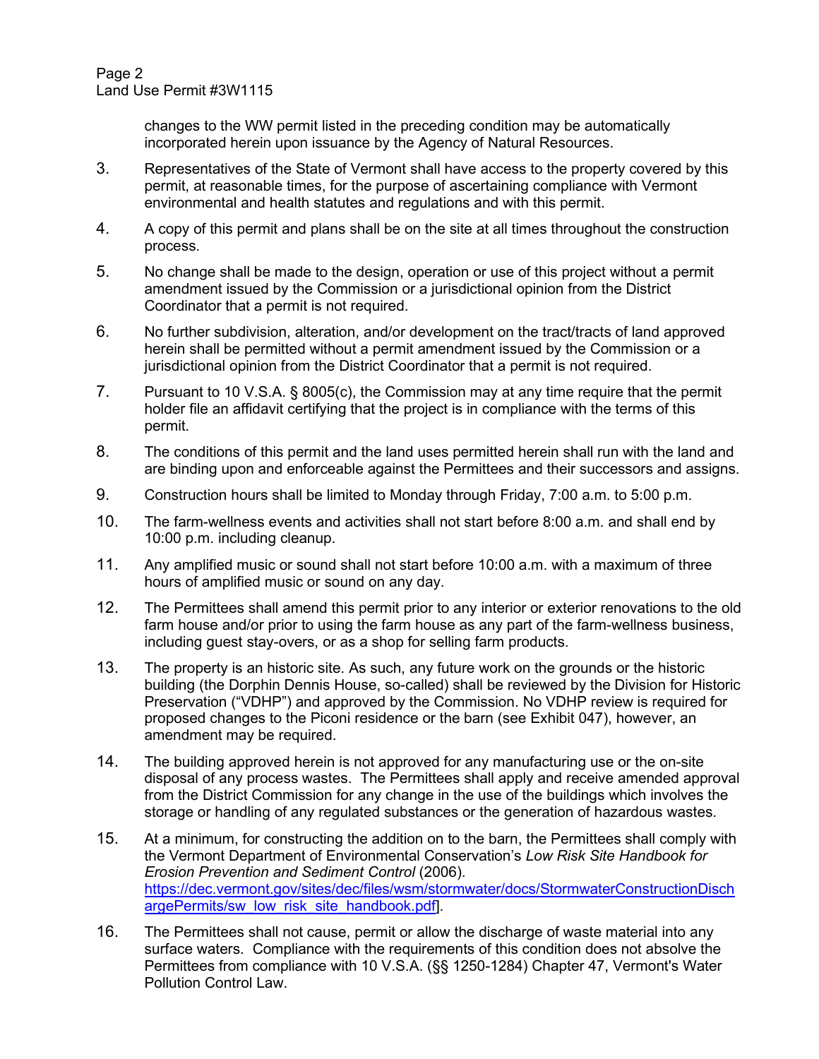changes to the WW permit listed in the preceding condition may be automatically incorporated herein upon issuance by the Agency of Natural Resources.

3. Representatives of the State of Vermont shall have access to the property covered by this permit, at reasonable times, for the purpose of ascertaining compliance with Vermont environmental and health statutes and regulations and with this permit.

4. A copy of this permit and plans shall be on the site at all times throughout the construction process.

5. No change shall be made to the design, operation or use of this project without a permit amendment issued by the Commission or a jurisdictional opinion from the District Coordinator that a permit is not required.

6. No further subdivision, alteration, and/or development on the tract/tracts of land approved herein shall be permitted without a permit amendment issued by the Commission or a jurisdictional opinion from the District Coordinator that a permit is not required.

7. Pursuant to 10 V.S.A. § 8005(c), the Commission may at any time require that the permit holder file an affidavit certifying that the project is in compliance with the terms of this permit.

8. The conditions of this permit and the land uses permitted herein shall run with the land and are binding upon and enforceable against the Permittees and their successors and assigns.

9. Construction hours shall be limited to Monday through Friday, 7:00 a.m. to 5:00 p.m.

10. The farm-wellness events and activities shall not start before 8:00 a.m. and shall end by 10:00 p.m. including cleanup.

11. Any amplified music or sound shall not start before 10:00 a.m. with a maximum of three hours of amplified music or sound on any day.

12. The Permittees shall amend this permit prior to any interior or exterior renovations to the old farm house and/or prior to using the farm house as any part of the farm-wellness business, including guest stay-overs, or as a shop for selling farm products.

13. The property is an historic site. As such, any future work on the grounds or the historic building (the Dorphin Dennis House, so-called) shall be reviewed by the Division for Historic Preservation ("VDHP") and approved by the Commission. No VDHP review is required for proposed changes to the Piconi residence or the barn (see Exhibit 047), however, an amendment may be required.

14. The building approved herein is not approved for any manufacturing use or the on-site disposal of any process wastes. The Permittees shall apply and receive amended approval from the District Commission for any change in the use of the buildings which involves the storage or handling of any regulated substances or the generation of hazardous wastes.

15. At a minimum, for constructing the addition on to the barn, the Permittees shall comply with the Vermont Department of Environmental Conservation's *Low Risk Site Handbook for Erosion Prevention and Sediment Control* (2006). [https://dec.vermont.gov/sites/dec/files/wsm/stormwater/docs/StormwaterConstructionDischargePermits/sw_low_risk_site_handbook.pdf](https://dec.vermont.gov/sites/dec/files/wsm/stormwater/docs/StormwaterConstructionDischargePermits/sw_low_risk_site_handbook.pdf)].

16. The Permittees shall not cause, permit or allow the discharge of waste material into any surface waters. Compliance with the requirements of this condition does not absolve the Permittees from compliance with 10 V.S.A. (§§ 1250-1284) Chapter 47, Vermont's Water Pollution Control Law.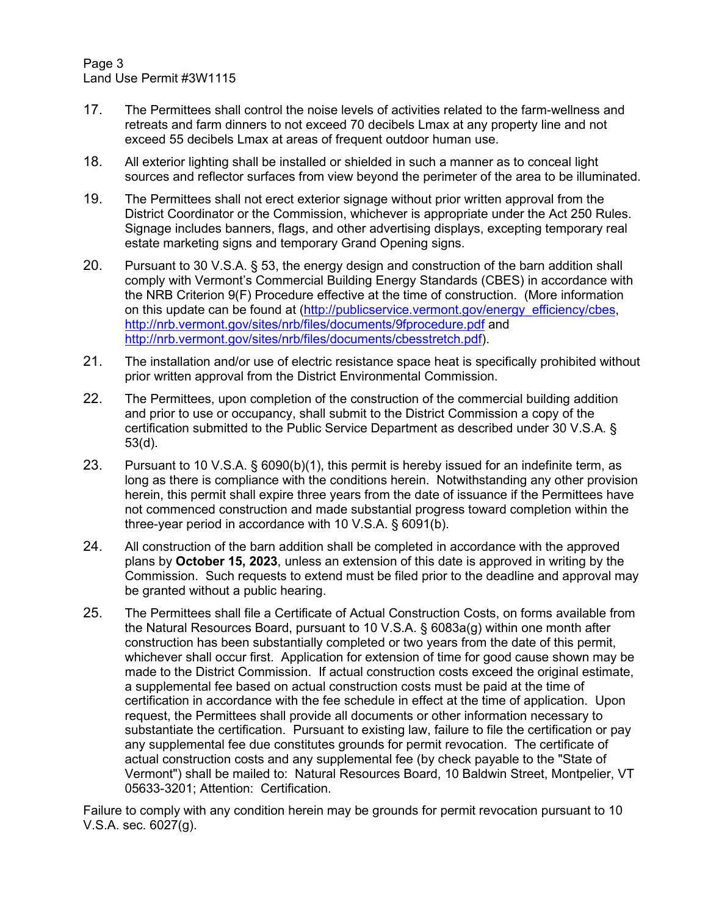17. The Permittees shall control the noise levels of activities related to the farm-wellness and retreats and farm dinners to not exceed 70 decibels Lmax at any property line and not exceed 55 decibels Lmax at areas of frequent outdoor human use.

18. All exterior lighting shall be installed or shielded in such a manner as to conceal light sources and reflector surfaces from view beyond the perimeter of the area to be illuminated.

19. The Permittees shall not erect exterior signage without prior written approval from the District Coordinator or the Commission, whichever is appropriate under the Act 250 Rules. Signage includes banners, flags, and other advertising displays, excepting temporary real estate marketing signs and temporary Grand Opening signs.

20. Pursuant to 30 V.S.A. § 53, the energy design and construction of the barn addition shall comply with Vermont's Commercial Building Energy Standards (CBES) in accordance with the NRB Criterion 9(F) Procedure effective at the time of construction. (More information on this update can be found at (http://publicservice.vermont.gov/energy_efficiency/cbes, http://nrb.vermont.gov/sites/nrb/files/documents/9fprocedure.pdf and http://nrb.vermont.gov/sites/nrb/files/documents/cbesstretch.pdf).

21. The installation and/or use of electric resistance space heat is specifically prohibited without prior written approval from the District Environmental Commission.

22. The Permittees, upon completion of the construction of the commercial building addition and prior to use or occupancy, shall submit to the District Commission a copy of the certification submitted to the Public Service Department as described under 30 V.S.A. § 53(d).

23. Pursuant to 10 V.S.A. § 6090(b)(1), this permit is hereby issued for an indefinite term, as long as there is compliance with the conditions herein. Notwithstanding any other provision herein, this permit shall expire three years from the date of issuance if the Permittees have not commenced construction and made substantial progress toward completion within the three-year period in accordance with 10 V.S.A. § 6091(b).

24. All construction of the barn addition shall be completed in accordance with the approved plans by **October 15, 2023**, unless an extension of this date is approved in writing by the Commission. Such requests to extend must be filed prior to the deadline and approval may be granted without a public hearing.

25. The Permittees shall file a Certificate of Actual Construction Costs, on forms available from the Natural Resources Board, pursuant to 10 V.S.A. § 6083a(g) within one month after construction has been substantially completed or two years from the date of this permit, whichever shall occur first. Application for extension of time for good cause shown may be made to the District Commission. If actual construction costs exceed the original estimate, a supplemental fee based on actual construction costs must be paid at the time of certification in accordance with the fee schedule in effect at the time of application. Upon request, the Permittees shall provide all documents or other information necessary to substantiate the certification. Pursuant to existing law, failure to file the certification or pay any supplemental fee due constitutes grounds for permit revocation. The certificate of actual construction costs and any supplemental fee (by check payable to the "State of Vermont") shall be mailed to: Natural Resources Board, 10 Baldwin Street, Montpelier, VT 05633-3201; Attention: Certification.

Failure to comply with any condition herein may be grounds for permit revocation pursuant to 10 V.S.A. sec. 6027(g).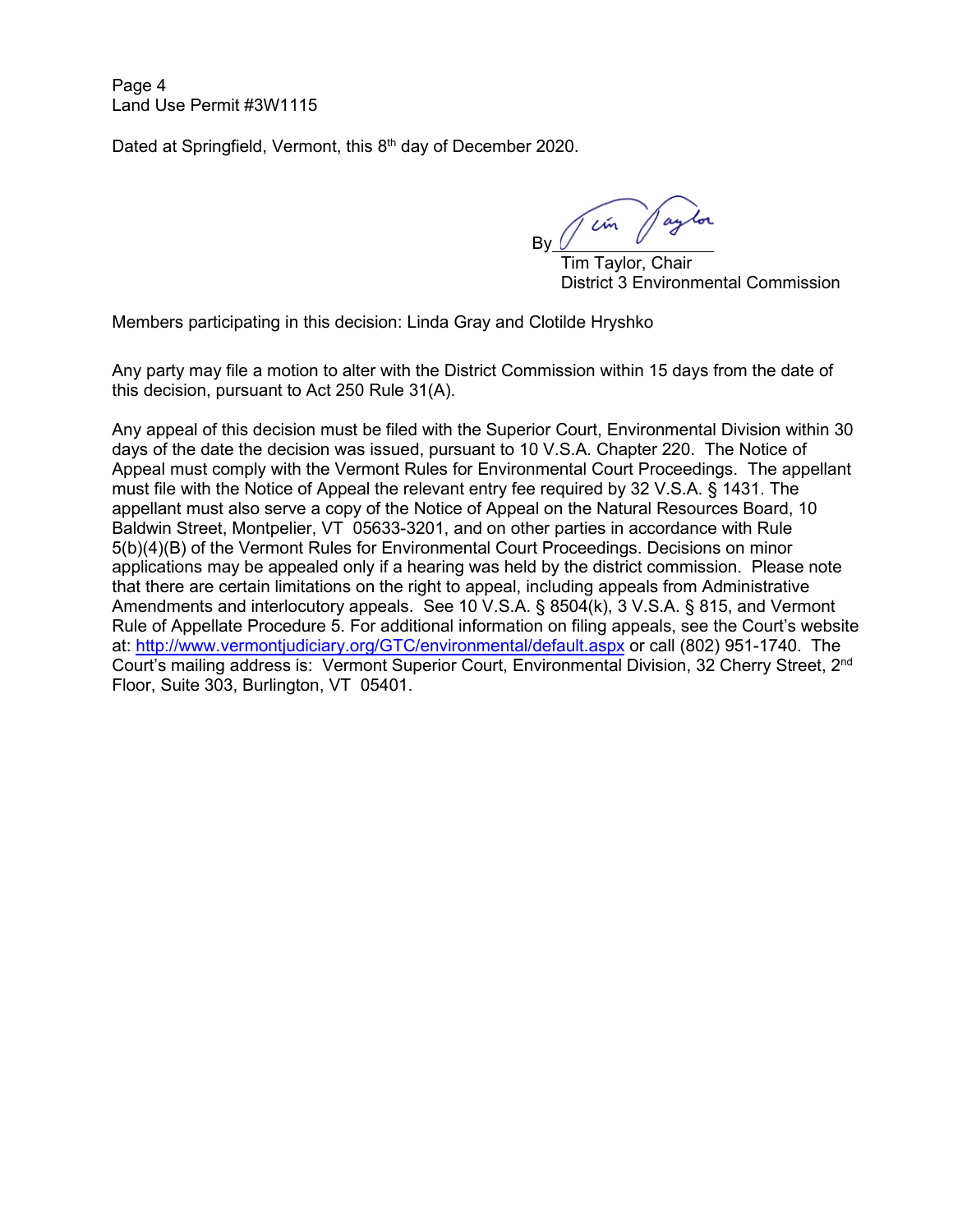Dated at Springfield, Vermont, this 8th day of December 2020.

By ______________________
Tim Taylor, Chair
District 3 Environmental Commission

Members participating in this decision: Linda Gray and Clotilde Hryshko

Any party may file a motion to alter with the District Commission within 15 days from the date of this decision, pursuant to Act 250 Rule 31(A).

Any appeal of this decision must be filed with the Superior Court, Environmental Division within 30 days of the date the decision was issued, pursuant to 10 V.S.A. Chapter 220. The Notice of Appeal must comply with the Vermont Rules for Environmental Court Proceedings. The appellant must file with the Notice of Appeal the relevant entry fee required by 32 V.S.A. § 1431. The appellant must also serve a copy of the Notice of Appeal on the Natural Resources Board, 10 Baldwin Street, Montpelier, VT 05633-3201, and on other parties in accordance with Rule 5(b)(4)(B) of the Vermont Rules for Environmental Court Proceedings. Decisions on minor applications may be appealed only if a hearing was held by the district commission. Please note that there are certain limitations on the right to appeal, including appeals from Administrative Amendments and interlocutory appeals. See 10 V.S.A. § 8504(k), 3 V.S.A. § 815, and Vermont Rule of Appellate Procedure 5. For additional information on filing appeals, see the Court's website at: http://www.vermontjudiciary.org/GTC/environmental/default.aspx or call (802) 951-1740. The Court's mailing address is: Vermont Superior Court, Environmental Division, 32 Cherry Street, 2nd Floor, Suite 303, Burlington, VT 05401.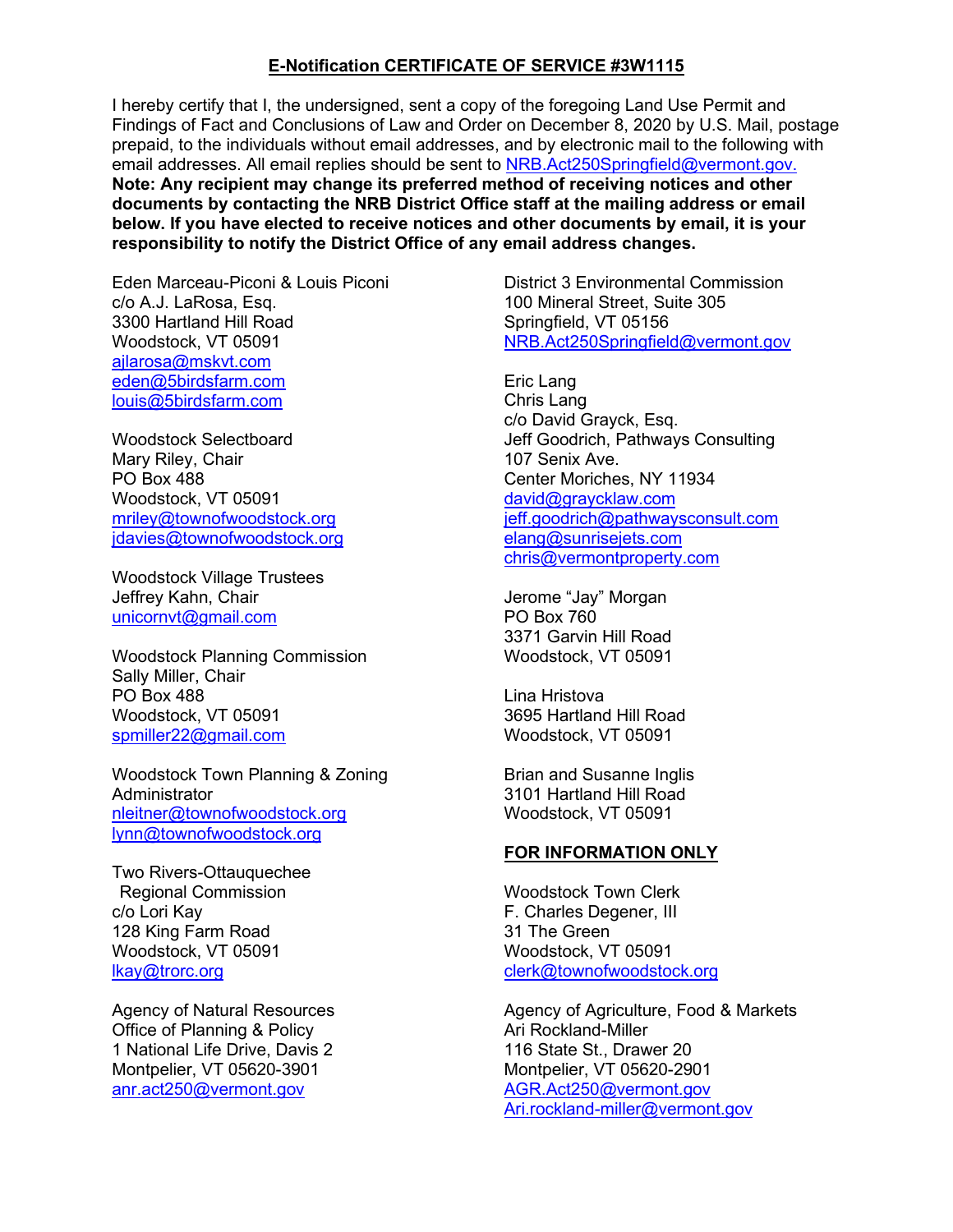## E-Notification CERTIFICATE OF SERVICE #3W1115

I hereby certify that I, the undersigned, sent a copy of the foregoing Land Use Permit and Findings of Fact and Conclusions of Law and Order on December 8, 2020 by U.S. Mail, postage prepaid, to the individuals without email addresses, and by electronic mail to the following with email addresses. All email replies should be sent to NRB.Act250Springfield@vermont.gov. **Note: Any recipient may change its preferred method of receiving notices and other documents by contacting the NRB District Office staff at the mailing address or email below. If you have elected to receive notices and other documents by email, it is your responsibility to notify the District Office of any email address changes.**

Eden Marceau-Piconi & Louis Piconi
c/o A.J. LaRosa, Esq.
3300 Hartland Hill Road
Woodstock, VT 05091
ajlarosa@mskvt.com
eden@5birdsfarm.com
louis@5birdsfarm.com

Woodstock Selectboard
Mary Riley, Chair
PO Box 488
Woodstock, VT 05091
mriley@townofwoodstock.org
jdavies@townofwoodstock.org

Woodstock Village Trustees
Jeffrey Kahn, Chair
unicornvt@gmail.com

Woodstock Planning Commission
Sally Miller, Chair
PO Box 488
Woodstock, VT 05091
spmiller22@gmail.com

Woodstock Town Planning & Zoning Administrator
nleitner@townofwoodstock.org
lynn@townofwoodstock.org

Two Rivers-Ottauquechee Regional Commission
c/o Lori Kay
128 King Farm Road
Woodstock, VT 05091
lkay@trorc.org

Agency of Natural Resources
Office of Planning & Policy
1 National Life Drive, Davis 2
Montpelier, VT 05620-3901
anr.act250@vermont.gov

District 3 Environmental Commission
100 Mineral Street, Suite 305
Springfield, VT 05156
NRB.Act250Springfield@vermont.gov

Eric Lang
Chris Lang
c/o David Grayck, Esq.
Jeff Goodrich, Pathways Consulting
107 Senix Ave.
Center Moriches, NY 11934
david@graycklaw.com
jeff.goodrich@pathwaysconsult.com
elang@sunrisejets.com
chris@vermontproperty.com

Jerome "Jay" Morgan
PO Box 760
3371 Garvin Hill Road
Woodstock, VT 05091

Lina Hristova
3695 Hartland Hill Road
Woodstock, VT 05091

Brian and Susanne Inglis
3101 Hartland Hill Road
Woodstock, VT 05091

**FOR INFORMATION ONLY**

Woodstock Town Clerk
F. Charles Degener, III
31 The Green
Woodstock, VT 05091
clerk@townofwoodstock.org

Agency of Agriculture, Food & Markets
Ari Rockland-Miller
116 State St., Drawer 20
Montpelier, VT 05620-2901
AGR.Act250@vermont.gov
Ari.rockland-miller@vermont.gov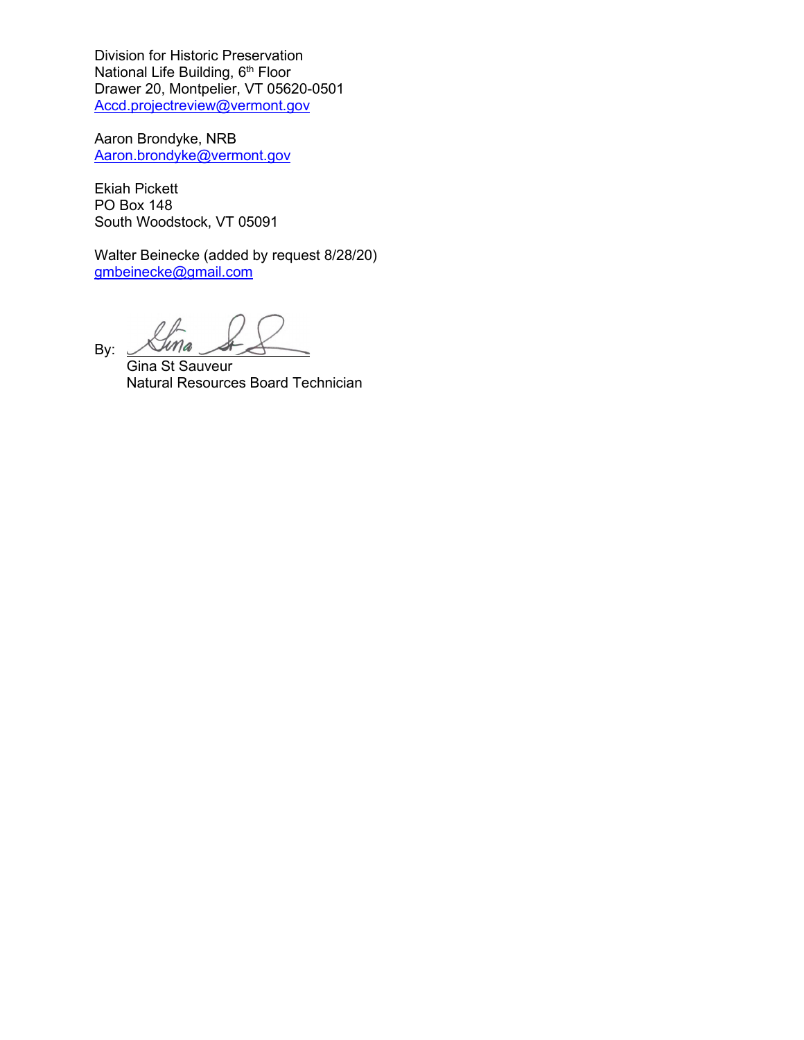Division for Historic Preservation
National Life Building, 6th Floor
Drawer 20, Montpelier, VT 05620-0501
Accd.projectreview@vermont.gov

Aaron Brondyke, NRB
Aaron.brondyke@vermont.gov

Ekiah Pickett
PO Box 148
South Woodstock, VT 05091

Walter Beinecke (added by request 8/28/20)
gmbeinecke@gmail.com

By: ________________________
Gina St Sauveur
Natural Resources Board Technician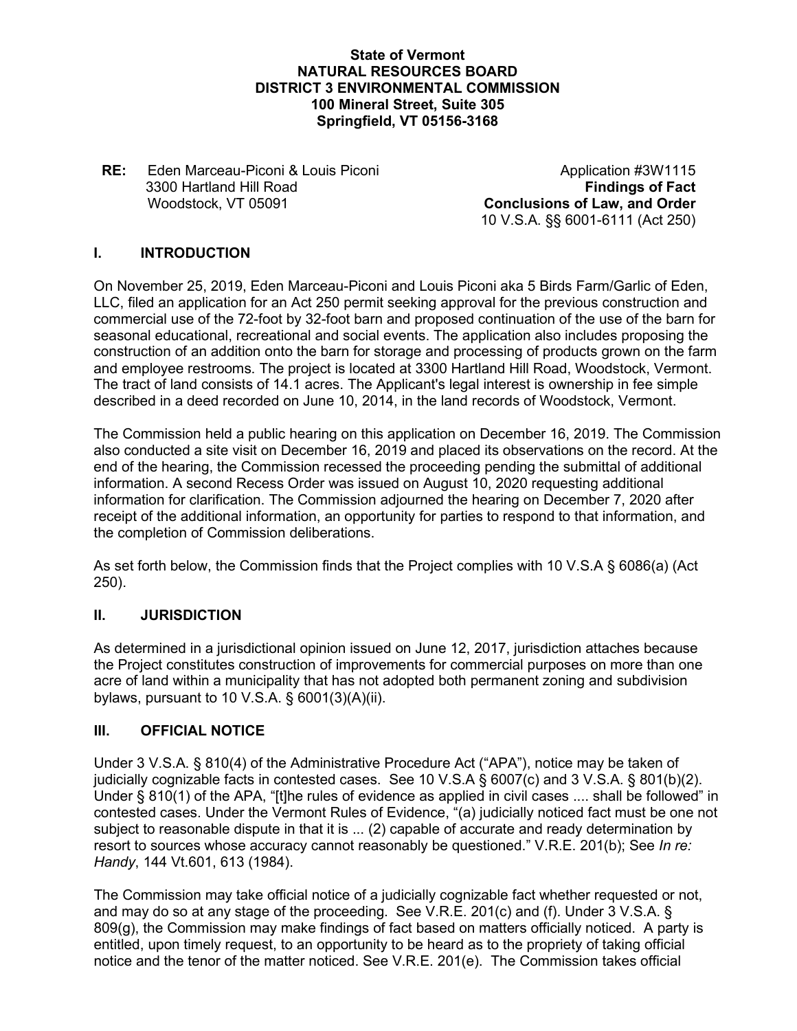**State of Vermont**
**NATURAL RESOURCES BOARD**
**DISTRICT 3 ENVIRONMENTAL COMMISSION**
**100 Mineral Street, Suite 305**
**Springfield, VT 05156-3168**

**RE:** Eden Marceau-Piconi & Louis Piconi
3300 Hartland Hill Road
Woodstock, VT 05091

Application #3W1115
**Findings of Fact**
**Conclusions of Law, and Order**
10 V.S.A. §§ 6001-6111 (Act 250)

## I. INTRODUCTION

On November 25, 2019, Eden Marceau-Piconi and Louis Piconi aka 5 Birds Farm/Garlic of Eden, LLC, filed an application for an Act 250 permit seeking approval for the previous construction and commercial use of the 72-foot by 32-foot barn and proposed continuation of the use of the barn for seasonal educational, recreational and social events. The application also includes proposing the construction of an addition onto the barn for storage and processing of products grown on the farm and employee restrooms. The project is located at 3300 Hartland Hill Road, Woodstock, Vermont. The tract of land consists of 14.1 acres. The Applicant's legal interest is ownership in fee simple described in a deed recorded on June 10, 2014, in the land records of Woodstock, Vermont.

The Commission held a public hearing on this application on December 16, 2019. The Commission also conducted a site visit on December 16, 2019 and placed its observations on the record. At the end of the hearing, the Commission recessed the proceeding pending the submittal of additional information. A second Recess Order was issued on August 10, 2020 requesting additional information for clarification. The Commission adjourned the hearing on December 7, 2020 after receipt of the additional information, an opportunity for parties to respond to that information, and the completion of Commission deliberations.

As set forth below, the Commission finds that the Project complies with 10 V.S.A § 6086(a) (Act 250).

## II. JURISDICTION

As determined in a jurisdictional opinion issued on June 12, 2017, jurisdiction attaches because the Project constitutes construction of improvements for commercial purposes on more than one acre of land within a municipality that has not adopted both permanent zoning and subdivision bylaws, pursuant to 10 V.S.A. § 6001(3)(A)(ii).

## III. OFFICIAL NOTICE

Under 3 V.S.A. § 810(4) of the Administrative Procedure Act ("APA"), notice may be taken of judicially cognizable facts in contested cases. See 10 V.S.A § 6007(c) and 3 V.S.A. § 801(b)(2). Under § 810(1) of the APA, "[t]he rules of evidence as applied in civil cases .... shall be followed" in contested cases. Under the Vermont Rules of Evidence, "(a) judicially noticed fact must be one not subject to reasonable dispute in that it is ... (2) capable of accurate and ready determination by resort to sources whose accuracy cannot reasonably be questioned." V.R.E. 201(b); See *In re: Handy*, 144 Vt.601, 613 (1984).

The Commission may take official notice of a judicially cognizable fact whether requested or not, and may do so at any stage of the proceeding. See V.R.E. 201(c) and (f). Under 3 V.S.A. § 809(g), the Commission may make findings of fact based on matters officially noticed. A party is entitled, upon timely request, to an opportunity to be heard as to the propriety of taking official notice and the tenor of the matter noticed. See V.R.E. 201(e). The Commission takes official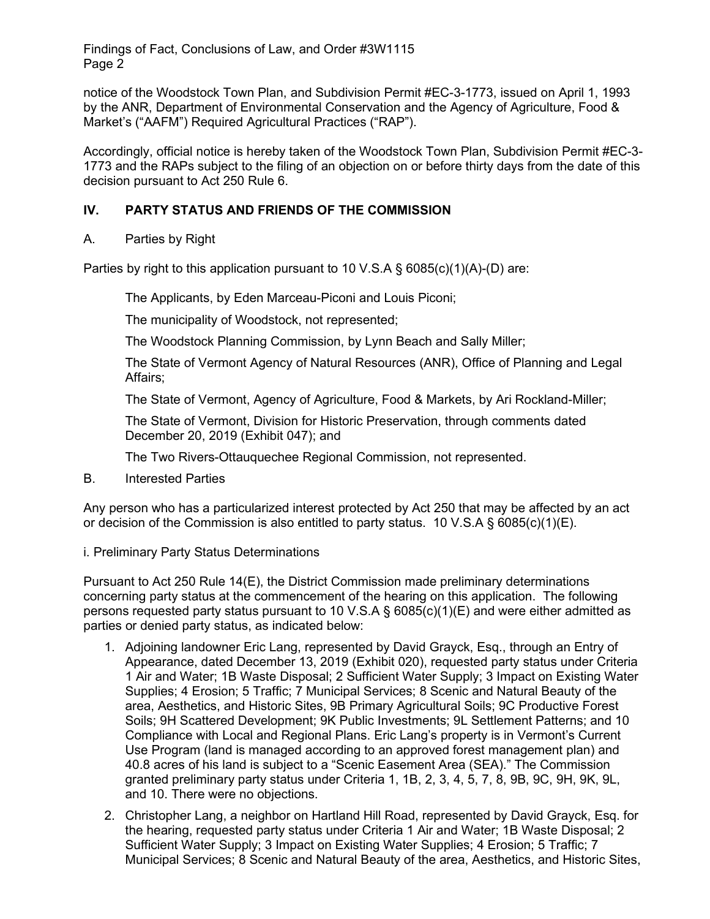notice of the Woodstock Town Plan, and Subdivision Permit #EC-3-1773, issued on April 1, 1993 by the ANR, Department of Environmental Conservation and the Agency of Agriculture, Food & Market's ("AAFM") Required Agricultural Practices ("RAP").

Accordingly, official notice is hereby taken of the Woodstock Town Plan, Subdivision Permit #EC-3-1773 and the RAPs subject to the filing of an objection on or before thirty days from the date of this decision pursuant to Act 250 Rule 6.

## IV. PARTY STATUS AND FRIENDS OF THE COMMISSION

### A. Parties by Right

Parties by right to this application pursuant to 10 V.S.A § 6085(c)(1)(A)-(D) are:

The Applicants, by Eden Marceau-Piconi and Louis Piconi;

The municipality of Woodstock, not represented;

The Woodstock Planning Commission, by Lynn Beach and Sally Miller;

The State of Vermont Agency of Natural Resources (ANR), Office of Planning and Legal Affairs;

The State of Vermont, Agency of Agriculture, Food & Markets, by Ari Rockland-Miller;

The State of Vermont, Division for Historic Preservation, through comments dated December 20, 2019 (Exhibit 047); and

The Two Rivers-Ottauquechee Regional Commission, not represented.

### B. Interested Parties

Any person who has a particularized interest protected by Act 250 that may be affected by an act or decision of the Commission is also entitled to party status. 10 V.S.A § 6085(c)(1)(E).

i. Preliminary Party Status Determinations

Pursuant to Act 250 Rule 14(E), the District Commission made preliminary determinations concerning party status at the commencement of the hearing on this application. The following persons requested party status pursuant to 10 V.S.A § 6085(c)(1)(E) and were either admitted as parties or denied party status, as indicated below:

1. Adjoining landowner Eric Lang, represented by David Grayck, Esq., through an Entry of Appearance, dated December 13, 2019 (Exhibit 020), requested party status under Criteria 1 Air and Water; 1B Waste Disposal; 2 Sufficient Water Supply; 3 Impact on Existing Water Supplies; 4 Erosion; 5 Traffic; 7 Municipal Services; 8 Scenic and Natural Beauty of the area, Aesthetics, and Historic Sites, 9B Primary Agricultural Soils; 9C Productive Forest Soils; 9H Scattered Development; 9K Public Investments; 9L Settlement Patterns; and 10 Compliance with Local and Regional Plans. Eric Lang's property is in Vermont's Current Use Program (land is managed according to an approved forest management plan) and 40.8 acres of his land is subject to a "Scenic Easement Area (SEA)." The Commission granted preliminary party status under Criteria 1, 1B, 2, 3, 4, 5, 7, 8, 9B, 9C, 9H, 9K, 9L, and 10. There were no objections.
2. Christopher Lang, a neighbor on Hartland Hill Road, represented by David Grayck, Esq. for the hearing, requested party status under Criteria 1 Air and Water; 1B Waste Disposal; 2 Sufficient Water Supply; 3 Impact on Existing Water Supplies; 4 Erosion; 5 Traffic; 7 Municipal Services; 8 Scenic and Natural Beauty of the area, Aesthetics, and Historic Sites,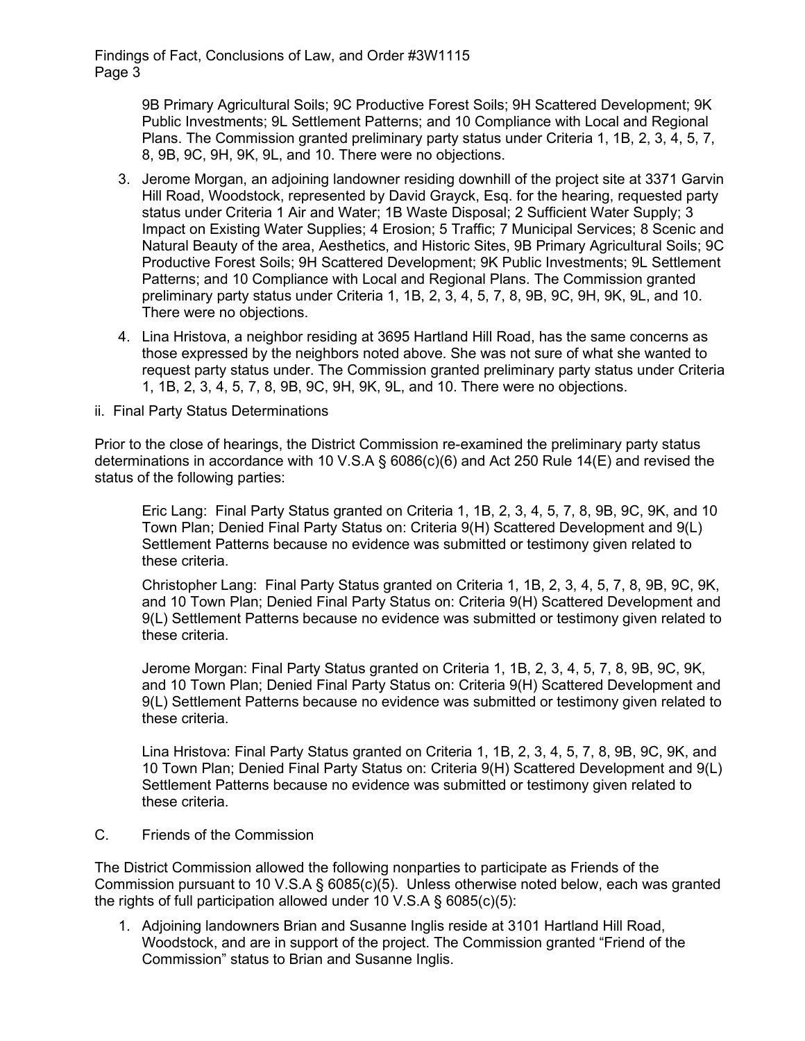9B Primary Agricultural Soils; 9C Productive Forest Soils; 9H Scattered Development; 9K Public Investments; 9L Settlement Patterns; and 10 Compliance with Local and Regional Plans. The Commission granted preliminary party status under Criteria 1, 1B, 2, 3, 4, 5, 7, 8, 9B, 9C, 9H, 9K, 9L, and 10. There were no objections.

3. Jerome Morgan, an adjoining landowner residing downhill of the project site at 3371 Garvin Hill Road, Woodstock, represented by David Grayck, Esq. for the hearing, requested party status under Criteria 1 Air and Water; 1B Waste Disposal; 2 Sufficient Water Supply; 3 Impact on Existing Water Supplies; 4 Erosion; 5 Traffic; 7 Municipal Services; 8 Scenic and Natural Beauty of the area, Aesthetics, and Historic Sites, 9B Primary Agricultural Soils; 9C Productive Forest Soils; 9H Scattered Development; 9K Public Investments; 9L Settlement Patterns; and 10 Compliance with Local and Regional Plans. The Commission granted preliminary party status under Criteria 1, 1B, 2, 3, 4, 5, 7, 8, 9B, 9C, 9H, 9K, 9L, and 10. There were no objections.

4. Lina Hristova, a neighbor residing at 3695 Hartland Hill Road, has the same concerns as those expressed by the neighbors noted above. She was not sure of what she wanted to request party status under. The Commission granted preliminary party status under Criteria 1, 1B, 2, 3, 4, 5, 7, 8, 9B, 9C, 9H, 9K, 9L, and 10. There were no objections.

ii. Final Party Status Determinations

Prior to the close of hearings, the District Commission re-examined the preliminary party status determinations in accordance with 10 V.S.A § 6086(c)(6) and Act 250 Rule 14(E) and revised the status of the following parties:

Eric Lang: Final Party Status granted on Criteria 1, 1B, 2, 3, 4, 5, 7, 8, 9B, 9C, 9K, and 10 Town Plan; Denied Final Party Status on: Criteria 9(H) Scattered Development and 9(L) Settlement Patterns because no evidence was submitted or testimony given related to these criteria.

Christopher Lang: Final Party Status granted on Criteria 1, 1B, 2, 3, 4, 5, 7, 8, 9B, 9C, 9K, and 10 Town Plan; Denied Final Party Status on: Criteria 9(H) Scattered Development and 9(L) Settlement Patterns because no evidence was submitted or testimony given related to these criteria.

Jerome Morgan: Final Party Status granted on Criteria 1, 1B, 2, 3, 4, 5, 7, 8, 9B, 9C, 9K, and 10 Town Plan; Denied Final Party Status on: Criteria 9(H) Scattered Development and 9(L) Settlement Patterns because no evidence was submitted or testimony given related to these criteria.

Lina Hristova: Final Party Status granted on Criteria 1, 1B, 2, 3, 4, 5, 7, 8, 9B, 9C, 9K, and 10 Town Plan; Denied Final Party Status on: Criteria 9(H) Scattered Development and 9(L) Settlement Patterns because no evidence was submitted or testimony given related to these criteria.

C. Friends of the Commission

The District Commission allowed the following nonparties to participate as Friends of the Commission pursuant to 10 V.S.A § 6085(c)(5). Unless otherwise noted below, each was granted the rights of full participation allowed under 10 V.S.A § 6085(c)(5):

1. Adjoining landowners Brian and Susanne Inglis reside at 3101 Hartland Hill Road, Woodstock, and are in support of the project. The Commission granted "Friend of the Commission" status to Brian and Susanne Inglis.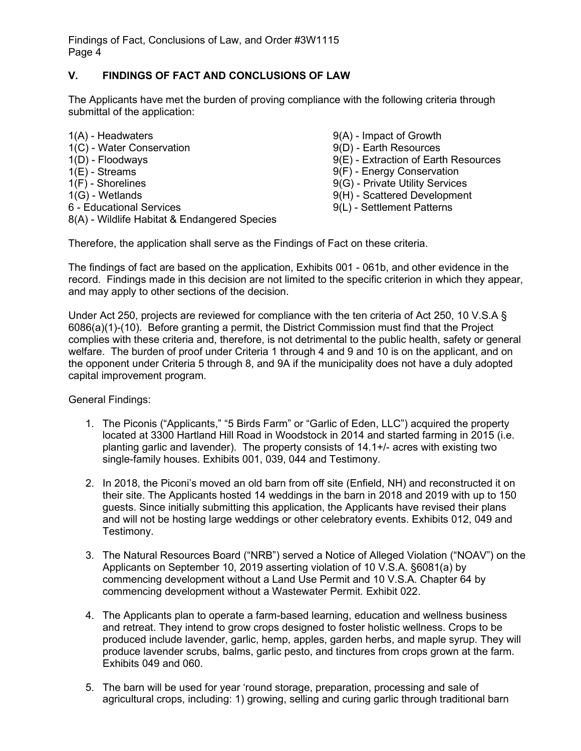## V. FINDINGS OF FACT AND CONCLUSIONS OF LAW

The Applicants have met the burden of proving compliance with the following criteria through submittal of the application:

- 1(A) - Headwaters
- 1(C) - Water Conservation
- 1(D) - Floodways
- 1(E) - Streams
- 1(F) - Shorelines
- 1(G) - Wetlands
- 6 - Educational Services
- 8(A) - Wildlife Habitat & Endangered Species
- 9(A) - Impact of Growth
- 9(D) - Earth Resources
- 9(E) - Extraction of Earth Resources
- 9(F) - Energy Conservation
- 9(G) - Private Utility Services
- 9(H) - Scattered Development
- 9(L) - Settlement Patterns

Therefore, the application shall serve as the Findings of Fact on these criteria.

The findings of fact are based on the application, Exhibits 001 - 061b, and other evidence in the record. Findings made in this decision are not limited to the specific criterion in which they appear, and may apply to other sections of the decision.

Under Act 250, projects are reviewed for compliance with the ten criteria of Act 250, 10 V.S.A § 6086(a)(1)-(10). Before granting a permit, the District Commission must find that the Project complies with these criteria and, therefore, is not detrimental to the public health, safety or general welfare. The burden of proof under Criteria 1 through 4 and 9 and 10 is on the applicant, and on the opponent under Criteria 5 through 8, and 9A if the municipality does not have a duly adopted capital improvement program.

General Findings:

1. The Piconis ("Applicants," "5 Birds Farm" or "Garlic of Eden, LLC") acquired the property located at 3300 Hartland Hill Road in Woodstock in 2014 and started farming in 2015 (i.e. planting garlic and lavender). The property consists of 14.1+/- acres with existing two single-family houses. Exhibits 001, 039, 044 and Testimony.

2. In 2018, the Piconi's moved an old barn from off site (Enfield, NH) and reconstructed it on their site. The Applicants hosted 14 weddings in the barn in 2018 and 2019 with up to 150 guests. Since initially submitting this application, the Applicants have revised their plans and will not be hosting large weddings or other celebratory events. Exhibits 012, 049 and Testimony.

3. The Natural Resources Board ("NRB") served a Notice of Alleged Violation ("NOAV") on the Applicants on September 10, 2019 asserting violation of 10 V.S.A. §6081(a) by commencing development without a Land Use Permit and 10 V.S.A. Chapter 64 by commencing development without a Wastewater Permit. Exhibit 022.

4. The Applicants plan to operate a farm-based learning, education and wellness business and retreat. They intend to grow crops designed to foster holistic wellness. Crops to be produced include lavender, garlic, hemp, apples, garden herbs, and maple syrup. They will produce lavender scrubs, balms, garlic pesto, and tinctures from crops grown at the farm. Exhibits 049 and 060.

5. The barn will be used for year 'round storage, preparation, processing and sale of agricultural crops, including: 1) growing, selling and curing garlic through traditional barn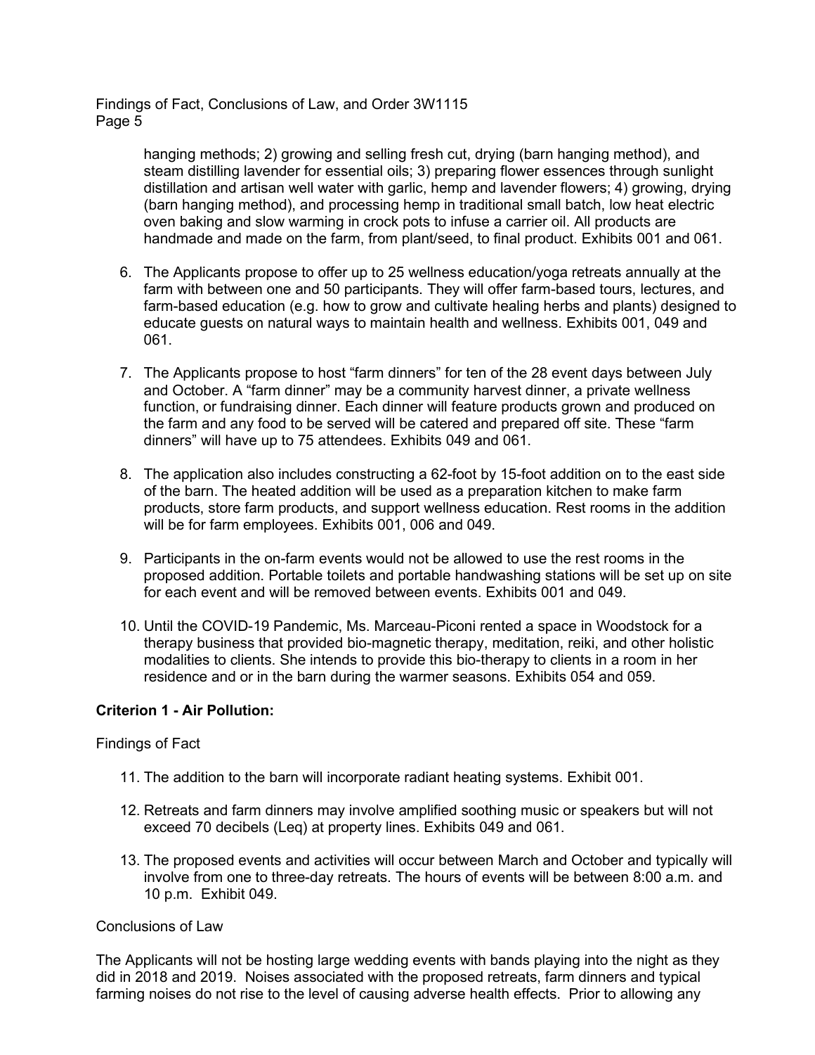hanging methods; 2) growing and selling fresh cut, drying (barn hanging method), and steam distilling lavender for essential oils; 3) preparing flower essences through sunlight distillation and artisan well water with garlic, hemp and lavender flowers; 4) growing, drying (barn hanging method), and processing hemp in traditional small batch, low heat electric oven baking and slow warming in crock pots to infuse a carrier oil. All products are handmade and made on the farm, from plant/seed, to final product. Exhibits 001 and 061.

6. The Applicants propose to offer up to 25 wellness education/yoga retreats annually at the farm with between one and 50 participants. They will offer farm-based tours, lectures, and farm-based education (e.g. how to grow and cultivate healing herbs and plants) designed to educate guests on natural ways to maintain health and wellness. Exhibits 001, 049 and 061.

7. The Applicants propose to host "farm dinners" for ten of the 28 event days between July and October. A "farm dinner" may be a community harvest dinner, a private wellness function, or fundraising dinner. Each dinner will feature products grown and produced on the farm and any food to be served will be catered and prepared off site. These "farm dinners" will have up to 75 attendees. Exhibits 049 and 061.

8. The application also includes constructing a 62-foot by 15-foot addition on to the east side of the barn. The heated addition will be used as a preparation kitchen to make farm products, store farm products, and support wellness education. Rest rooms in the addition will be for farm employees. Exhibits 001, 006 and 049.

9. Participants in the on-farm events would not be allowed to use the rest rooms in the proposed addition. Portable toilets and portable handwashing stations will be set up on site for each event and will be removed between events. Exhibits 001 and 049.

10. Until the COVID-19 Pandemic, Ms. Marceau-Piconi rented a space in Woodstock for a therapy business that provided bio-magnetic therapy, meditation, reiki, and other holistic modalities to clients. She intends to provide this bio-therapy to clients in a room in her residence and or in the barn during the warmer seasons. Exhibits 054 and 059.

**Criterion 1 - Air Pollution:**

Findings of Fact

11. The addition to the barn will incorporate radiant heating systems. Exhibit 001.

12. Retreats and farm dinners may involve amplified soothing music or speakers but will not exceed 70 decibels (Leq) at property lines. Exhibits 049 and 061.

13. The proposed events and activities will occur between March and October and typically will involve from one to three-day retreats. The hours of events will be between 8:00 a.m. and 10 p.m. Exhibit 049.

Conclusions of Law

The Applicants will not be hosting large wedding events with bands playing into the night as they did in 2018 and 2019. Noises associated with the proposed retreats, farm dinners and typical farming noises do not rise to the level of causing adverse health effects. Prior to allowing any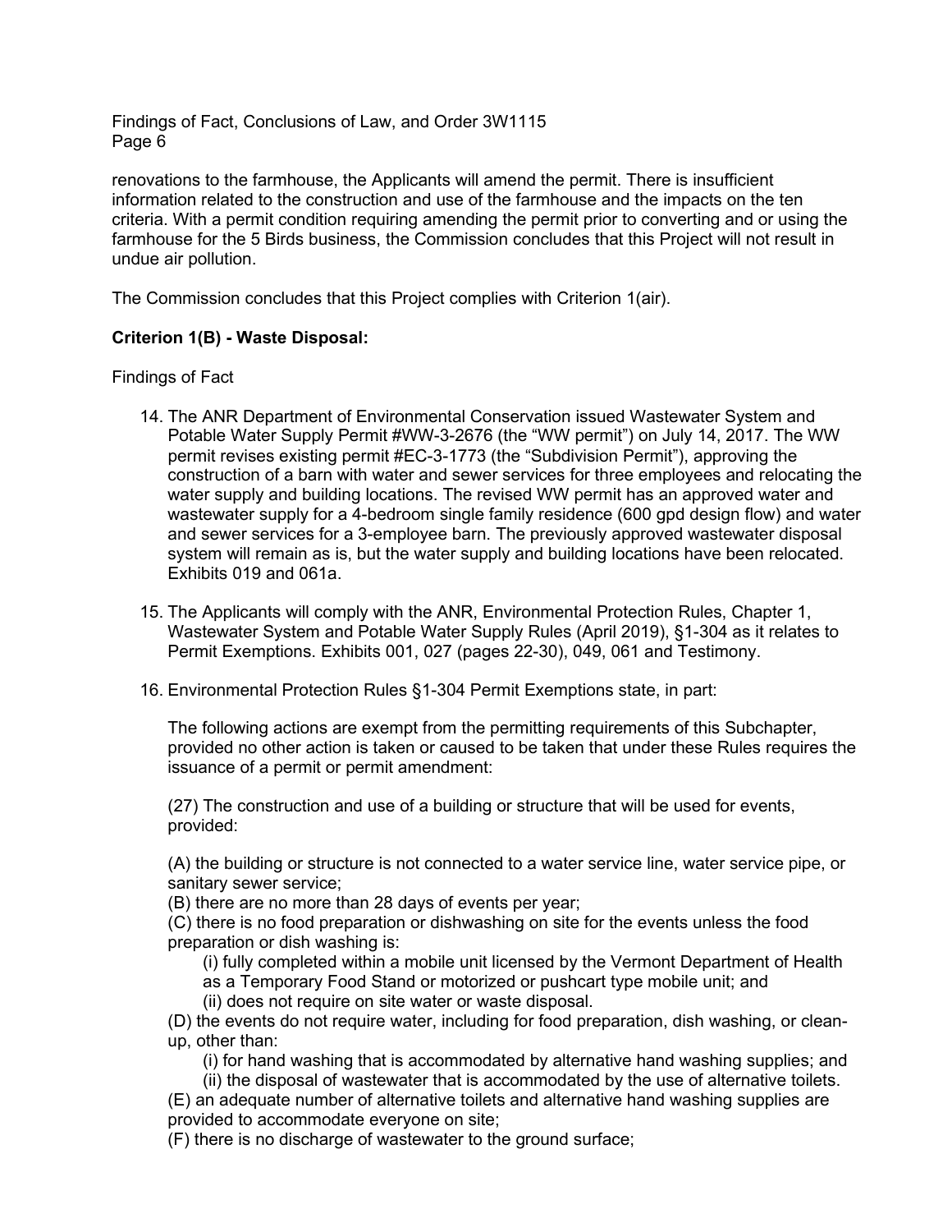renovations to the farmhouse, the Applicants will amend the permit. There is insufficient information related to the construction and use of the farmhouse and the impacts on the ten criteria. With a permit condition requiring amending the permit prior to converting and or using the farmhouse for the 5 Birds business, the Commission concludes that this Project will not result in undue air pollution.

The Commission concludes that this Project complies with Criterion 1(air).

**Criterion 1(B) - Waste Disposal:**

Findings of Fact

14. The ANR Department of Environmental Conservation issued Wastewater System and Potable Water Supply Permit #WW-3-2676 (the "WW permit") on July 14, 2017. The WW permit revises existing permit #EC-3-1773 (the "Subdivision Permit"), approving the construction of a barn with water and sewer services for three employees and relocating the water supply and building locations. The revised WW permit has an approved water and wastewater supply for a 4-bedroom single family residence (600 gpd design flow) and water and sewer services for a 3-employee barn. The previously approved wastewater disposal system will remain as is, but the water supply and building locations have been relocated. Exhibits 019 and 061a.

15. The Applicants will comply with the ANR, Environmental Protection Rules, Chapter 1, Wastewater System and Potable Water Supply Rules (April 2019), §1-304 as it relates to Permit Exemptions. Exhibits 001, 027 (pages 22-30), 049, 061 and Testimony.

16. Environmental Protection Rules §1-304 Permit Exemptions state, in part:

    The following actions are exempt from the permitting requirements of this Subchapter, provided no other action is taken or caused to be taken that under these Rules requires the issuance of a permit or permit amendment:

    (27) The construction and use of a building or structure that will be used for events, provided:

    (A) the building or structure is not connected to a water service line, water service pipe, or sanitary sewer service;
    (B) there are no more than 28 days of events per year;
    (C) there is no food preparation or dishwashing on site for the events unless the food preparation or dish washing is:
    
    (i) fully completed within a mobile unit licensed by the Vermont Department of Health as a Temporary Food Stand or motorized or pushcart type mobile unit; and
    (ii) does not require on site water or waste disposal.
    
    (D) the events do not require water, including for food preparation, dish washing, or clean-up, other than:
    
    (i) for hand washing that is accommodated by alternative hand washing supplies; and
    (ii) the disposal of wastewater that is accommodated by the use of alternative toilets.
    
    (E) an adequate number of alternative toilets and alternative hand washing supplies are provided to accommodate everyone on site;
    (F) there is no discharge of wastewater to the ground surface;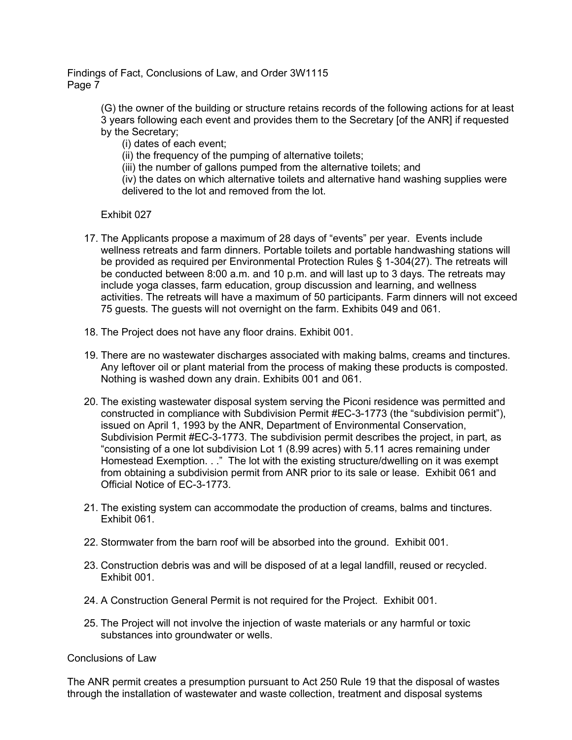(G) the owner of the building or structure retains records of the following actions for at least 3 years following each event and provides them to the Secretary [of the ANR] if requested by the Secretary;

(i) dates of each event;

(ii) the frequency of the pumping of alternative toilets;

(iii) the number of gallons pumped from the alternative toilets; and

(iv) the dates on which alternative toilets and alternative hand washing supplies were delivered to the lot and removed from the lot.

Exhibit 027

17. The Applicants propose a maximum of 28 days of "events" per year. Events include wellness retreats and farm dinners. Portable toilets and portable handwashing stations will be provided as required per Environmental Protection Rules § 1-304(27). The retreats will be conducted between 8:00 a.m. and 10 p.m. and will last up to 3 days. The retreats may include yoga classes, farm education, group discussion and learning, and wellness activities. The retreats will have a maximum of 50 participants. Farm dinners will not exceed 75 guests. The guests will not overnight on the farm. Exhibits 049 and 061.

18. The Project does not have any floor drains. Exhibit 001.

19. There are no wastewater discharges associated with making balms, creams and tinctures. Any leftover oil or plant material from the process of making these products is composted. Nothing is washed down any drain. Exhibits 001 and 061.

20. The existing wastewater disposal system serving the Piconi residence was permitted and constructed in compliance with Subdivision Permit #EC-3-1773 (the "subdivision permit"), issued on April 1, 1993 by the ANR, Department of Environmental Conservation, Subdivision Permit #EC-3-1773. The subdivision permit describes the project, in part, as "consisting of a one lot subdivision Lot 1 (8.99 acres) with 5.11 acres remaining under Homestead Exemption. . ." The lot with the existing structure/dwelling on it was exempt from obtaining a subdivision permit from ANR prior to its sale or lease. Exhibit 061 and Official Notice of EC-3-1773.

21. The existing system can accommodate the production of creams, balms and tinctures. Exhibit 061.

22. Stormwater from the barn roof will be absorbed into the ground. Exhibit 001.

23. Construction debris was and will be disposed of at a legal landfill, reused or recycled. Exhibit 001.

24. A Construction General Permit is not required for the Project. Exhibit 001.

25. The Project will not involve the injection of waste materials or any harmful or toxic substances into groundwater or wells.

Conclusions of Law

The ANR permit creates a presumption pursuant to Act 250 Rule 19 that the disposal of wastes through the installation of wastewater and waste collection, treatment and disposal systems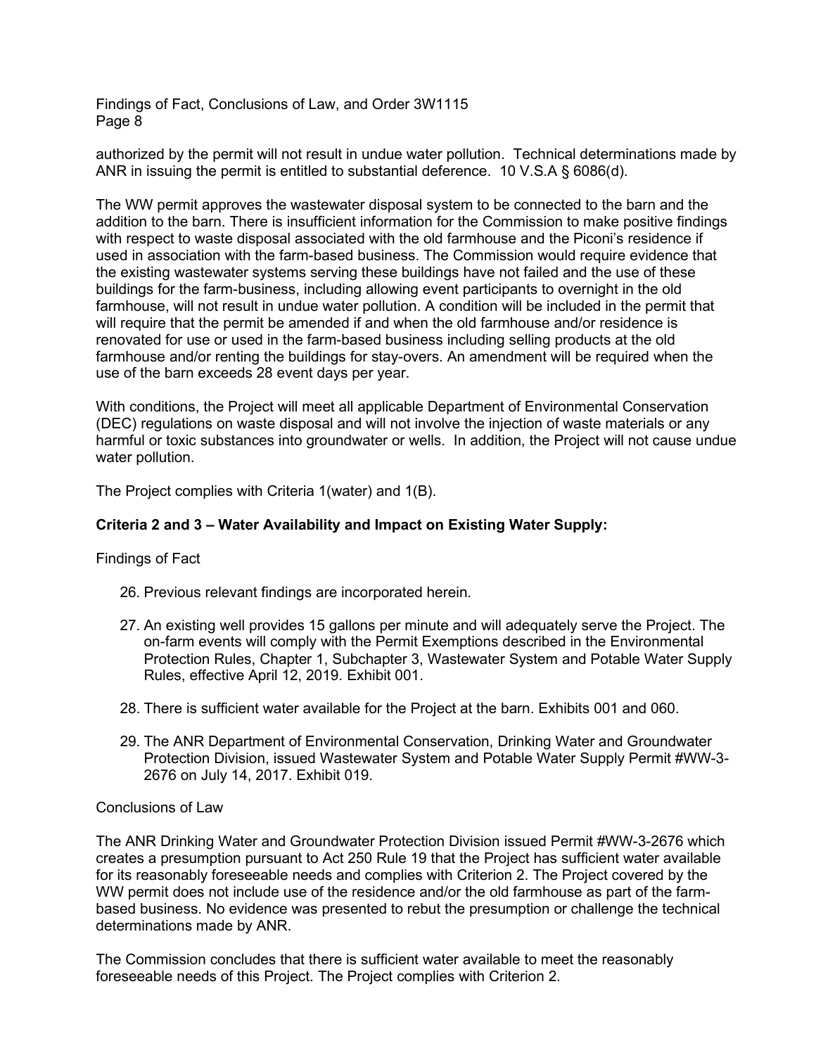authorized by the permit will not result in undue water pollution. Technical determinations made by ANR in issuing the permit is entitled to substantial deference. 10 V.S.A § 6086(d).

The WW permit approves the wastewater disposal system to be connected to the barn and the addition to the barn. There is insufficient information for the Commission to make positive findings with respect to waste disposal associated with the old farmhouse and the Piconi's residence if used in association with the farm-based business. The Commission would require evidence that the existing wastewater systems serving these buildings have not failed and the use of these buildings for the farm-business, including allowing event participants to overnight in the old farmhouse, will not result in undue water pollution. A condition will be included in the permit that will require that the permit be amended if and when the old farmhouse and/or residence is renovated for use or used in the farm-based business including selling products at the old farmhouse and/or renting the buildings for stay-overs. An amendment will be required when the use of the barn exceeds 28 event days per year.

With conditions, the Project will meet all applicable Department of Environmental Conservation (DEC) regulations on waste disposal and will not involve the injection of waste materials or any harmful or toxic substances into groundwater or wells. In addition, the Project will not cause undue water pollution.

The Project complies with Criteria 1(water) and 1(B).

**Criteria 2 and 3 – Water Availability and Impact on Existing Water Supply:**

Findings of Fact

26. Previous relevant findings are incorporated herein.
27. An existing well provides 15 gallons per minute and will adequately serve the Project. The on-farm events will comply with the Permit Exemptions described in the Environmental Protection Rules, Chapter 1, Subchapter 3, Wastewater System and Potable Water Supply Rules, effective April 12, 2019. Exhibit 001.
28. There is sufficient water available for the Project at the barn. Exhibits 001 and 060.
29. The ANR Department of Environmental Conservation, Drinking Water and Groundwater Protection Division, issued Wastewater System and Potable Water Supply Permit #WW-3-2676 on July 14, 2017. Exhibit 019.

Conclusions of Law

The ANR Drinking Water and Groundwater Protection Division issued Permit #WW-3-2676 which creates a presumption pursuant to Act 250 Rule 19 that the Project has sufficient water available for its reasonably foreseeable needs and complies with Criterion 2. The Project covered by the WW permit does not include use of the residence and/or the old farmhouse as part of the farm-based business. No evidence was presented to rebut the presumption or challenge the technical determinations made by ANR.

The Commission concludes that there is sufficient water available to meet the reasonably foreseeable needs of this Project. The Project complies with Criterion 2.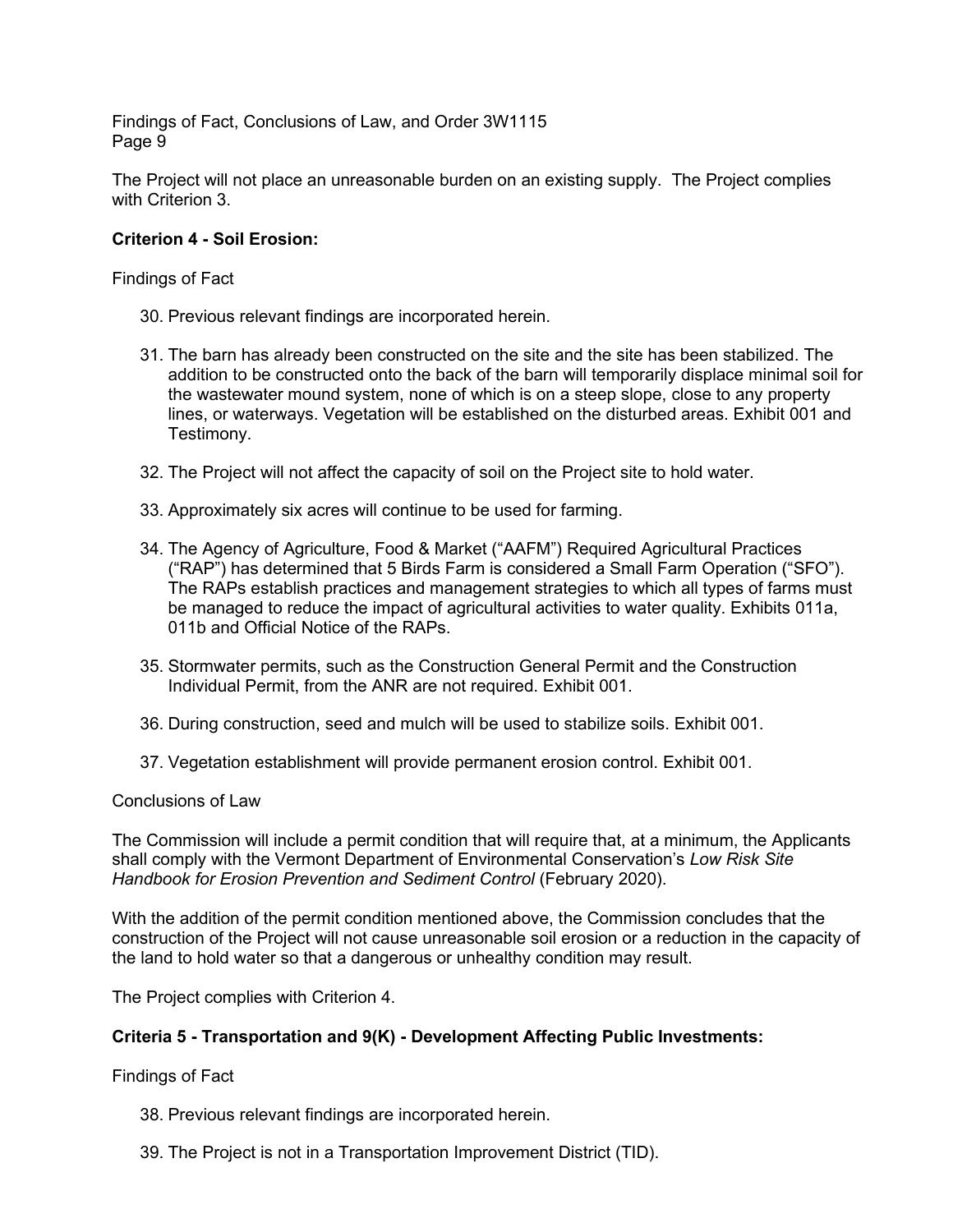The Project will not place an unreasonable burden on an existing supply. The Project complies with Criterion 3.

**Criterion 4 - Soil Erosion:**

Findings of Fact

30. Previous relevant findings are incorporated herein.

31. The barn has already been constructed on the site and the site has been stabilized. The addition to be constructed onto the back of the barn will temporarily displace minimal soil for the wastewater mound system, none of which is on a steep slope, close to any property lines, or waterways. Vegetation will be established on the disturbed areas. Exhibit 001 and Testimony.

32. The Project will not affect the capacity of soil on the Project site to hold water.

33. Approximately six acres will continue to be used for farming.

34. The Agency of Agriculture, Food & Market ("AAFM") Required Agricultural Practices ("RAP") has determined that 5 Birds Farm is considered a Small Farm Operation ("SFO"). The RAPs establish practices and management strategies to which all types of farms must be managed to reduce the impact of agricultural activities to water quality. Exhibits 011a, 011b and Official Notice of the RAPs.

35. Stormwater permits, such as the Construction General Permit and the Construction Individual Permit, from the ANR are not required. Exhibit 001.

36. During construction, seed and mulch will be used to stabilize soils. Exhibit 001.

37. Vegetation establishment will provide permanent erosion control. Exhibit 001.

Conclusions of Law

The Commission will include a permit condition that will require that, at a minimum, the Applicants shall comply with the Vermont Department of Environmental Conservation's *Low Risk Site Handbook for Erosion Prevention and Sediment Control* (February 2020).

With the addition of the permit condition mentioned above, the Commission concludes that the construction of the Project will not cause unreasonable soil erosion or a reduction in the capacity of the land to hold water so that a dangerous or unhealthy condition may result.

The Project complies with Criterion 4.

**Criteria 5 - Transportation and 9(K) - Development Affecting Public Investments:**

Findings of Fact

38. Previous relevant findings are incorporated herein.

39. The Project is not in a Transportation Improvement District (TID).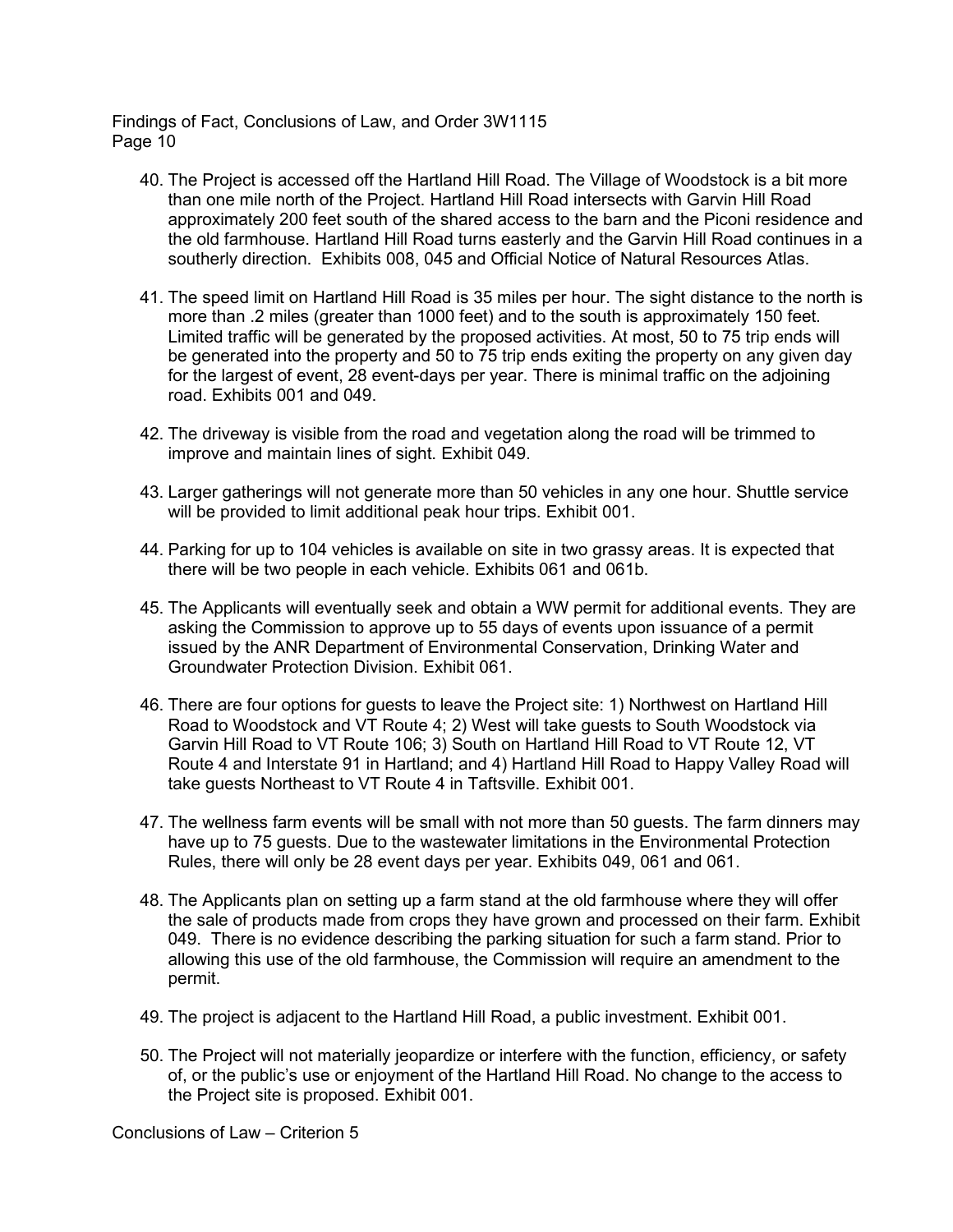40. The Project is accessed off the Hartland Hill Road. The Village of Woodstock is a bit more than one mile north of the Project. Hartland Hill Road intersects with Garvin Hill Road approximately 200 feet south of the shared access to the barn and the Piconi residence and the old farmhouse. Hartland Hill Road turns easterly and the Garvin Hill Road continues in a southerly direction. Exhibits 008, 045 and Official Notice of Natural Resources Atlas.

41. The speed limit on Hartland Hill Road is 35 miles per hour. The sight distance to the north is more than .2 miles (greater than 1000 feet) and to the south is approximately 150 feet. Limited traffic will be generated by the proposed activities. At most, 50 to 75 trip ends will be generated into the property and 50 to 75 trip ends exiting the property on any given day for the largest of event, 28 event-days per year. There is minimal traffic on the adjoining road. Exhibits 001 and 049.

42. The driveway is visible from the road and vegetation along the road will be trimmed to improve and maintain lines of sight. Exhibit 049.

43. Larger gatherings will not generate more than 50 vehicles in any one hour. Shuttle service will be provided to limit additional peak hour trips. Exhibit 001.

44. Parking for up to 104 vehicles is available on site in two grassy areas. It is expected that there will be two people in each vehicle. Exhibits 061 and 061b.

45. The Applicants will eventually seek and obtain a WW permit for additional events. They are asking the Commission to approve up to 55 days of events upon issuance of a permit issued by the ANR Department of Environmental Conservation, Drinking Water and Groundwater Protection Division. Exhibit 061.

46. There are four options for guests to leave the Project site: 1) Northwest on Hartland Hill Road to Woodstock and VT Route 4; 2) West will take guests to South Woodstock via Garvin Hill Road to VT Route 106; 3) South on Hartland Hill Road to VT Route 12, VT Route 4 and Interstate 91 in Hartland; and 4) Hartland Hill Road to Happy Valley Road will take guests Northeast to VT Route 4 in Taftsville. Exhibit 001.

47. The wellness farm events will be small with not more than 50 guests. The farm dinners may have up to 75 guests. Due to the wastewater limitations in the Environmental Protection Rules, there will only be 28 event days per year. Exhibits 049, 061 and 061.

48. The Applicants plan on setting up a farm stand at the old farmhouse where they will offer the sale of products made from crops they have grown and processed on their farm. Exhibit 049. There is no evidence describing the parking situation for such a farm stand. Prior to allowing this use of the old farmhouse, the Commission will require an amendment to the permit.

49. The project is adjacent to the Hartland Hill Road, a public investment. Exhibit 001.

50. The Project will not materially jeopardize or interfere with the function, efficiency, or safety of, or the public's use or enjoyment of the Hartland Hill Road. No change to the access to the Project site is proposed. Exhibit 001.

Conclusions of Law – Criterion 5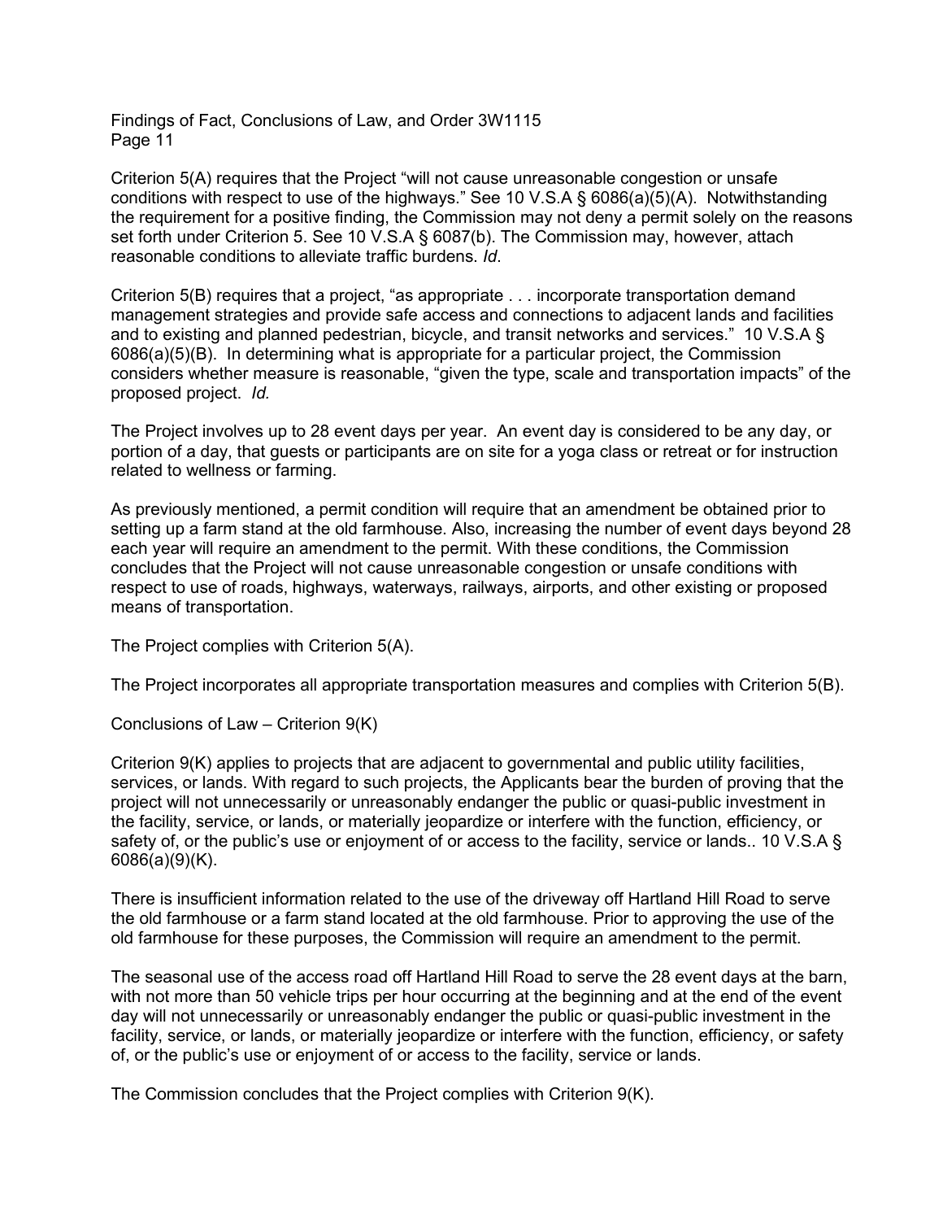Criterion 5(A) requires that the Project "will not cause unreasonable congestion or unsafe conditions with respect to use of the highways." See 10 V.S.A § 6086(a)(5)(A). Notwithstanding the requirement for a positive finding, the Commission may not deny a permit solely on the reasons set forth under Criterion 5. See 10 V.S.A § 6087(b). The Commission may, however, attach reasonable conditions to alleviate traffic burdens. *Id*.

Criterion 5(B) requires that a project, "as appropriate . . . incorporate transportation demand management strategies and provide safe access and connections to adjacent lands and facilities and to existing and planned pedestrian, bicycle, and transit networks and services." 10 V.S.A § 6086(a)(5)(B). In determining what is appropriate for a particular project, the Commission considers whether measure is reasonable, "given the type, scale and transportation impacts" of the proposed project. *Id.*

The Project involves up to 28 event days per year. An event day is considered to be any day, or portion of a day, that guests or participants are on site for a yoga class or retreat or for instruction related to wellness or farming.

As previously mentioned, a permit condition will require that an amendment be obtained prior to setting up a farm stand at the old farmhouse. Also, increasing the number of event days beyond 28 each year will require an amendment to the permit. With these conditions, the Commission concludes that the Project will not cause unreasonable congestion or unsafe conditions with respect to use of roads, highways, waterways, railways, airports, and other existing or proposed means of transportation.

The Project complies with Criterion 5(A).

The Project incorporates all appropriate transportation measures and complies with Criterion 5(B).

Conclusions of Law – Criterion 9(K)

Criterion 9(K) applies to projects that are adjacent to governmental and public utility facilities, services, or lands. With regard to such projects, the Applicants bear the burden of proving that the project will not unnecessarily or unreasonably endanger the public or quasi-public investment in the facility, service, or lands, or materially jeopardize or interfere with the function, efficiency, or safety of, or the public's use or enjoyment of or access to the facility, service or lands.. 10 V.S.A § 6086(a)(9)(K).

There is insufficient information related to the use of the driveway off Hartland Hill Road to serve the old farmhouse or a farm stand located at the old farmhouse. Prior to approving the use of the old farmhouse for these purposes, the Commission will require an amendment to the permit.

The seasonal use of the access road off Hartland Hill Road to serve the 28 event days at the barn, with not more than 50 vehicle trips per hour occurring at the beginning and at the end of the event day will not unnecessarily or unreasonably endanger the public or quasi-public investment in the facility, service, or lands, or materially jeopardize or interfere with the function, efficiency, or safety of, or the public's use or enjoyment of or access to the facility, service or lands.

The Commission concludes that the Project complies with Criterion 9(K).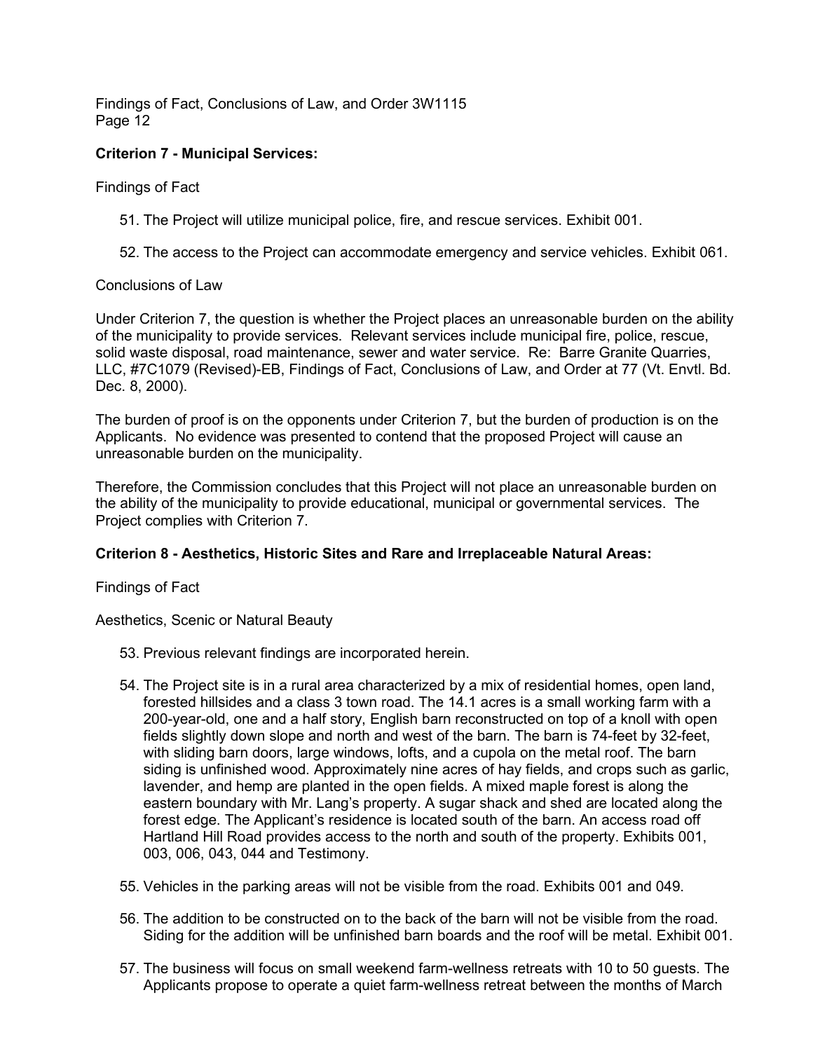**Criterion 7 - Municipal Services:**

Findings of Fact

51. The Project will utilize municipal police, fire, and rescue services. Exhibit 001.

52. The access to the Project can accommodate emergency and service vehicles. Exhibit 061.

Conclusions of Law

Under Criterion 7, the question is whether the Project places an unreasonable burden on the ability of the municipality to provide services. Relevant services include municipal fire, police, rescue, solid waste disposal, road maintenance, sewer and water service. Re: Barre Granite Quarries, LLC, #7C1079 (Revised)-EB, Findings of Fact, Conclusions of Law, and Order at 77 (Vt. Envtl. Bd. Dec. 8, 2000).

The burden of proof is on the opponents under Criterion 7, but the burden of production is on the Applicants. No evidence was presented to contend that the proposed Project will cause an unreasonable burden on the municipality.

Therefore, the Commission concludes that this Project will not place an unreasonable burden on the ability of the municipality to provide educational, municipal or governmental services. The Project complies with Criterion 7.

**Criterion 8 - Aesthetics, Historic Sites and Rare and Irreplaceable Natural Areas:**

Findings of Fact

Aesthetics, Scenic or Natural Beauty

53. Previous relevant findings are incorporated herein.

54. The Project site is in a rural area characterized by a mix of residential homes, open land, forested hillsides and a class 3 town road. The 14.1 acres is a small working farm with a 200-year-old, one and a half story, English barn reconstructed on top of a knoll with open fields slightly down slope and north and west of the barn. The barn is 74-feet by 32-feet, with sliding barn doors, large windows, lofts, and a cupola on the metal roof. The barn siding is unfinished wood. Approximately nine acres of hay fields, and crops such as garlic, lavender, and hemp are planted in the open fields. A mixed maple forest is along the eastern boundary with Mr. Lang's property. A sugar shack and shed are located along the forest edge. The Applicant's residence is located south of the barn. An access road off Hartland Hill Road provides access to the north and south of the property. Exhibits 001, 003, 006, 043, 044 and Testimony.

55. Vehicles in the parking areas will not be visible from the road. Exhibits 001 and 049.

56. The addition to be constructed on to the back of the barn will not be visible from the road. Siding for the addition will be unfinished barn boards and the roof will be metal. Exhibit 001.

57. The business will focus on small weekend farm-wellness retreats with 10 to 50 guests. The Applicants propose to operate a quiet farm-wellness retreat between the months of March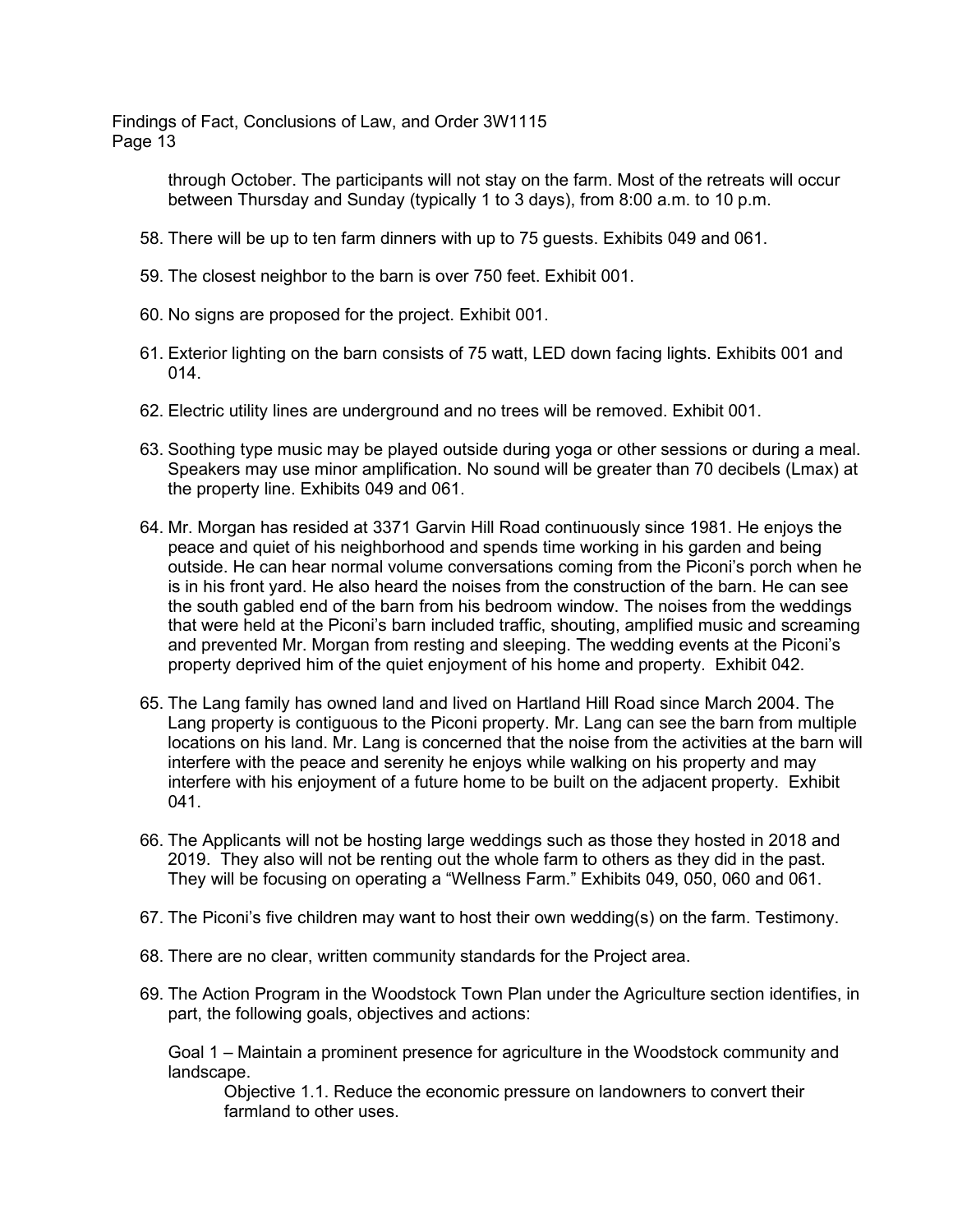through October. The participants will not stay on the farm. Most of the retreats will occur between Thursday and Sunday (typically 1 to 3 days), from 8:00 a.m. to 10 p.m.

58. There will be up to ten farm dinners with up to 75 guests. Exhibits 049 and 061.

59. The closest neighbor to the barn is over 750 feet. Exhibit 001.

60. No signs are proposed for the project. Exhibit 001.

61. Exterior lighting on the barn consists of 75 watt, LED down facing lights. Exhibits 001 and 014.

62. Electric utility lines are underground and no trees will be removed. Exhibit 001.

63. Soothing type music may be played outside during yoga or other sessions or during a meal. Speakers may use minor amplification. No sound will be greater than 70 decibels (Lmax) at the property line. Exhibits 049 and 061.

64. Mr. Morgan has resided at 3371 Garvin Hill Road continuously since 1981. He enjoys the peace and quiet of his neighborhood and spends time working in his garden and being outside. He can hear normal volume conversations coming from the Piconi's porch when he is in his front yard. He also heard the noises from the construction of the barn. He can see the south gabled end of the barn from his bedroom window. The noises from the weddings that were held at the Piconi's barn included traffic, shouting, amplified music and screaming and prevented Mr. Morgan from resting and sleeping. The wedding events at the Piconi's property deprived him of the quiet enjoyment of his home and property. Exhibit 042.

65. The Lang family has owned land and lived on Hartland Hill Road since March 2004. The Lang property is contiguous to the Piconi property. Mr. Lang can see the barn from multiple locations on his land. Mr. Lang is concerned that the noise from the activities at the barn will interfere with the peace and serenity he enjoys while walking on his property and may interfere with his enjoyment of a future home to be built on the adjacent property. Exhibit 041.

66. The Applicants will not be hosting large weddings such as those they hosted in 2018 and 2019. They also will not be renting out the whole farm to others as they did in the past. They will be focusing on operating a "Wellness Farm." Exhibits 049, 050, 060 and 061.

67. The Piconi's five children may want to host their own wedding(s) on the farm. Testimony.

68. There are no clear, written community standards for the Project area.

69. The Action Program in the Woodstock Town Plan under the Agriculture section identifies, in part, the following goals, objectives and actions:

    Goal 1 – Maintain a prominent presence for agriculture in the Woodstock community and landscape.

    > Objective 1.1. Reduce the economic pressure on landowners to convert their farmland to other uses.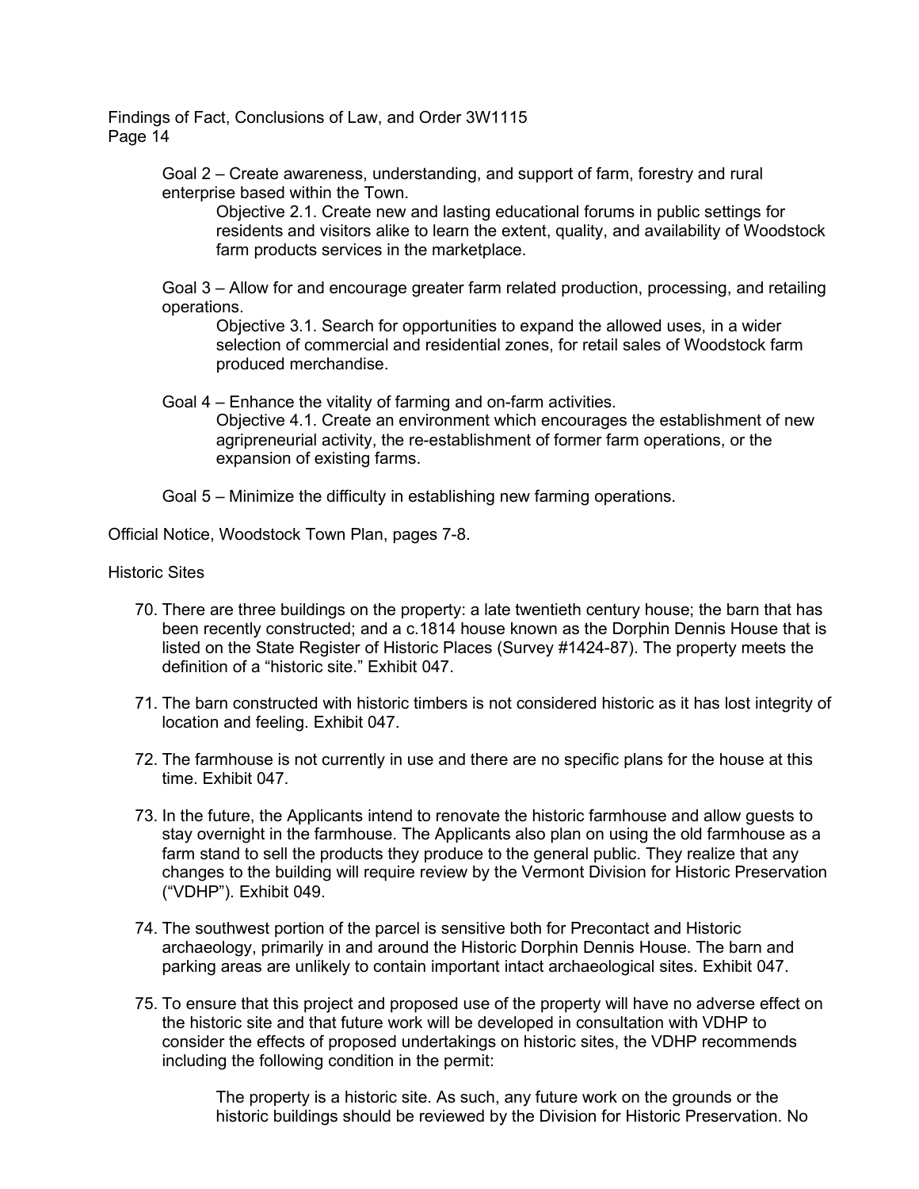Goal 2 – Create awareness, understanding, and support of farm, forestry and rural enterprise based within the Town.

Objective 2.1. Create new and lasting educational forums in public settings for residents and visitors alike to learn the extent, quality, and availability of Woodstock farm products services in the marketplace.

Goal 3 – Allow for and encourage greater farm related production, processing, and retailing operations.

Objective 3.1. Search for opportunities to expand the allowed uses, in a wider selection of commercial and residential zones, for retail sales of Woodstock farm produced merchandise.

Goal 4 – Enhance the vitality of farming and on-farm activities.

Objective 4.1. Create an environment which encourages the establishment of new agripreneurial activity, the re-establishment of former farm operations, or the expansion of existing farms.

Goal 5 – Minimize the difficulty in establishing new farming operations.

Official Notice, Woodstock Town Plan, pages 7-8.

Historic Sites

70. There are three buildings on the property: a late twentieth century house; the barn that has been recently constructed; and a c.1814 house known as the Dorphin Dennis House that is listed on the State Register of Historic Places (Survey #1424-87). The property meets the definition of a "historic site." Exhibit 047.
71. The barn constructed with historic timbers is not considered historic as it has lost integrity of location and feeling. Exhibit 047.
72. The farmhouse is not currently in use and there are no specific plans for the house at this time. Exhibit 047.
73. In the future, the Applicants intend to renovate the historic farmhouse and allow guests to stay overnight in the farmhouse. The Applicants also plan on using the old farmhouse as a farm stand to sell the products they produce to the general public. They realize that any changes to the building will require review by the Vermont Division for Historic Preservation ("VDHP"). Exhibit 049.
74. The southwest portion of the parcel is sensitive both for Precontact and Historic archaeology, primarily in and around the Historic Dorphin Dennis House. The barn and parking areas are unlikely to contain important intact archaeological sites. Exhibit 047.
75. To ensure that this project and proposed use of the property will have no adverse effect on the historic site and that future work will be developed in consultation with VDHP to consider the effects of proposed undertakings on historic sites, the VDHP recommends including the following condition in the permit:

    The property is a historic site. As such, any future work on the grounds or the historic buildings should be reviewed by the Division for Historic Preservation. No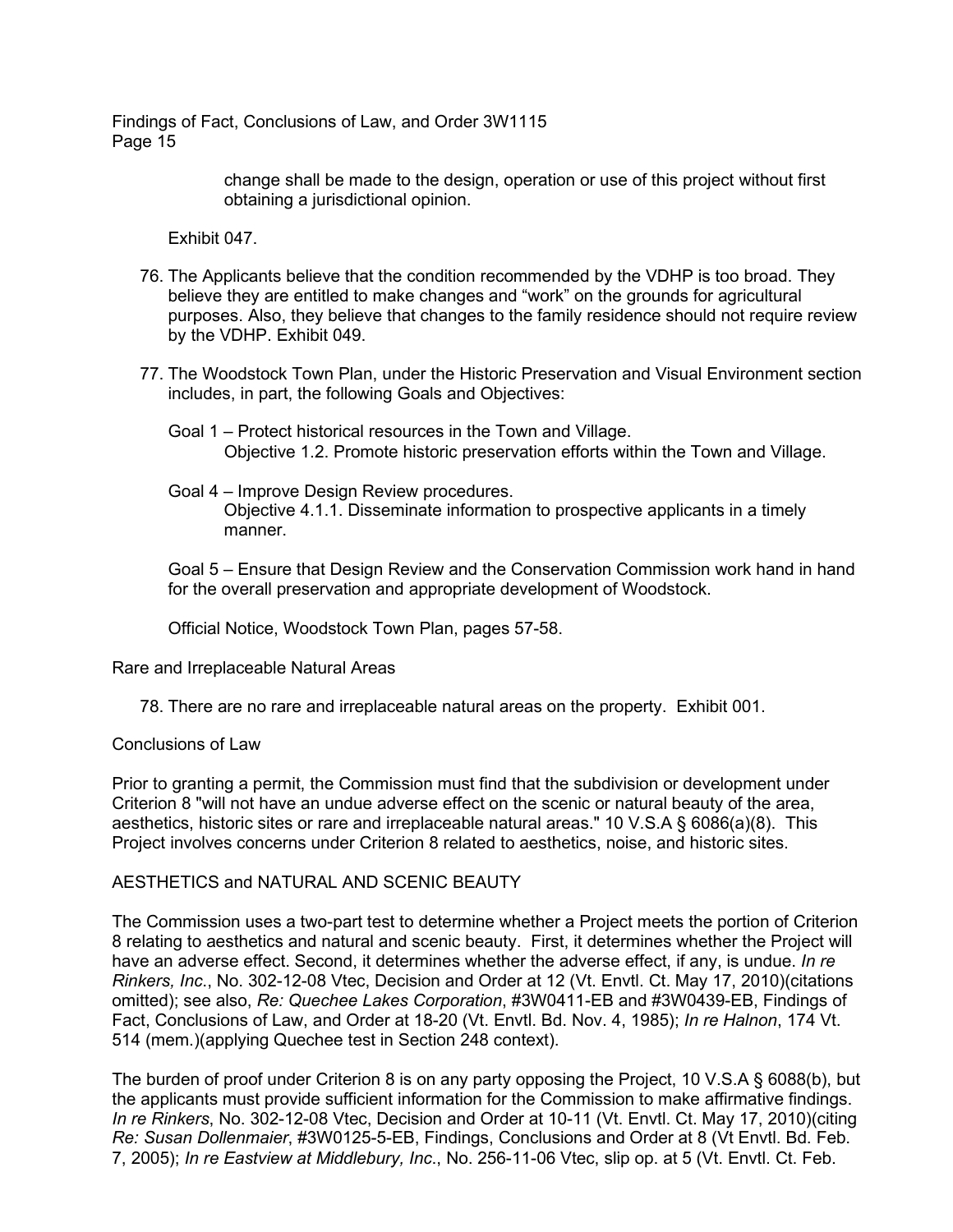change shall be made to the design, operation or use of this project without first obtaining a jurisdictional opinion.

Exhibit 047.

76. The Applicants believe that the condition recommended by the VDHP is too broad. They believe they are entitled to make changes and "work" on the grounds for agricultural purposes. Also, they believe that changes to the family residence should not require review by the VDHP. Exhibit 049.

77. The Woodstock Town Plan, under the Historic Preservation and Visual Environment section includes, in part, the following Goals and Objectives:

    Goal 1 – Protect historical resources in the Town and Village.
        Objective 1.2. Promote historic preservation efforts within the Town and Village.

    Goal 4 – Improve Design Review procedures.
        Objective 4.1.1. Disseminate information to prospective applicants in a timely manner.

    Goal 5 – Ensure that Design Review and the Conservation Commission work hand in hand for the overall preservation and appropriate development of Woodstock.

    Official Notice, Woodstock Town Plan, pages 57-58.

Rare and Irreplaceable Natural Areas

78. There are no rare and irreplaceable natural areas on the property. Exhibit 001.

Conclusions of Law

Prior to granting a permit, the Commission must find that the subdivision or development under Criterion 8 "will not have an undue adverse effect on the scenic or natural beauty of the area, aesthetics, historic sites or rare and irreplaceable natural areas." 10 V.S.A § 6086(a)(8). This Project involves concerns under Criterion 8 related to aesthetics, noise, and historic sites.

AESTHETICS and NATURAL AND SCENIC BEAUTY

The Commission uses a two-part test to determine whether a Project meets the portion of Criterion 8 relating to aesthetics and natural and scenic beauty. First, it determines whether the Project will have an adverse effect. Second, it determines whether the adverse effect, if any, is undue. *In re Rinkers, Inc*., No. 302-12-08 Vtec, Decision and Order at 12 (Vt. Envtl. Ct. May 17, 2010)(citations omitted); see also, *Re: Quechee Lakes Corporation*, #3W0411-EB and #3W0439-EB, Findings of Fact, Conclusions of Law, and Order at 18-20 (Vt. Envtl. Bd. Nov. 4, 1985); *In re Halnon*, 174 Vt. 514 (mem.)(applying Quechee test in Section 248 context).

The burden of proof under Criterion 8 is on any party opposing the Project, 10 V.S.A § 6088(b), but the applicants must provide sufficient information for the Commission to make affirmative findings. *In re Rinkers*, No. 302-12-08 Vtec, Decision and Order at 10-11 (Vt. Envtl. Ct. May 17, 2010)(citing *Re: Susan Dollenmaier*, #3W0125-5-EB, Findings, Conclusions and Order at 8 (Vt Envtl. Bd. Feb. 7, 2005); *In re Eastview at Middlebury, Inc*., No. 256-11-06 Vtec, slip op. at 5 (Vt. Envtl. Ct. Feb.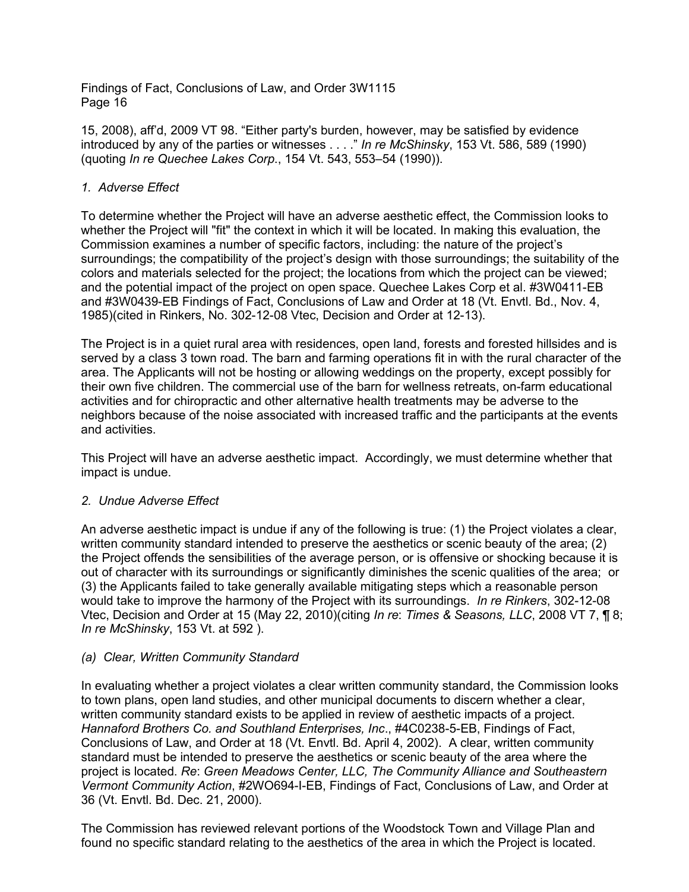15, 2008), aff'd, 2009 VT 98. "Either party's burden, however, may be satisfied by evidence introduced by any of the parties or witnesses . . . ." *In re McShinsky*, 153 Vt. 586, 589 (1990) (quoting *In re Quechee Lakes Corp*., 154 Vt. 543, 553–54 (1990)).

*1. Adverse Effect*

To determine whether the Project will have an adverse aesthetic effect, the Commission looks to whether the Project will "fit" the context in which it will be located. In making this evaluation, the Commission examines a number of specific factors, including: the nature of the project's surroundings; the compatibility of the project's design with those surroundings; the suitability of the colors and materials selected for the project; the locations from which the project can be viewed; and the potential impact of the project on open space. Quechee Lakes Corp et al. #3W0411-EB and #3W0439-EB Findings of Fact, Conclusions of Law and Order at 18 (Vt. Envtl. Bd., Nov. 4, 1985)(cited in Rinkers, No. 302-12-08 Vtec, Decision and Order at 12-13).

The Project is in a quiet rural area with residences, open land, forests and forested hillsides and is served by a class 3 town road. The barn and farming operations fit in with the rural character of the area. The Applicants will not be hosting or allowing weddings on the property, except possibly for their own five children. The commercial use of the barn for wellness retreats, on-farm educational activities and for chiropractic and other alternative health treatments may be adverse to the neighbors because of the noise associated with increased traffic and the participants at the events and activities.

This Project will have an adverse aesthetic impact. Accordingly, we must determine whether that impact is undue.

*2. Undue Adverse Effect*

An adverse aesthetic impact is undue if any of the following is true: (1) the Project violates a clear, written community standard intended to preserve the aesthetics or scenic beauty of the area; (2) the Project offends the sensibilities of the average person, or is offensive or shocking because it is out of character with its surroundings or significantly diminishes the scenic qualities of the area; or (3) the Applicants failed to take generally available mitigating steps which a reasonable person would take to improve the harmony of the Project with its surroundings. *In re Rinkers*, 302-12-08 Vtec, Decision and Order at 15 (May 22, 2010)(citing *In re*: *Times & Seasons, LLC*, 2008 VT 7, ¶ 8; *In re McShinsky*, 153 Vt. at 592 ).

*(a) Clear, Written Community Standard*

In evaluating whether a project violates a clear written community standard, the Commission looks to town plans, open land studies, and other municipal documents to discern whether a clear, written community standard exists to be applied in review of aesthetic impacts of a project. *Hannaford Brothers Co. and Southland Enterprises, Inc*., #4C0238-5-EB, Findings of Fact, Conclusions of Law, and Order at 18 (Vt. Envtl. Bd. April 4, 2002). A clear, written community standard must be intended to preserve the aesthetics or scenic beauty of the area where the project is located. *Re*: *Green Meadows Center, LLC, The Community Alliance and Southeastern Vermont Community Action*, #2WO694-I-EB, Findings of Fact, Conclusions of Law, and Order at 36 (Vt. Envtl. Bd. Dec. 21, 2000).

The Commission has reviewed relevant portions of the Woodstock Town and Village Plan and found no specific standard relating to the aesthetics of the area in which the Project is located.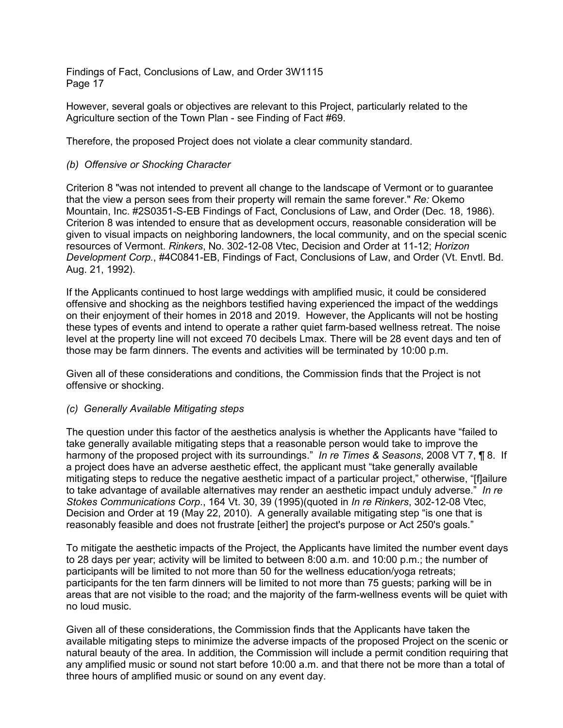However, several goals or objectives are relevant to this Project, particularly related to the Agriculture section of the Town Plan - see Finding of Fact #69.

Therefore, the proposed Project does not violate a clear community standard.

*(b) Offensive or Shocking Character*

Criterion 8 "was not intended to prevent all change to the landscape of Vermont or to guarantee that the view a person sees from their property will remain the same forever." *Re:* Okemo Mountain, Inc. #2S0351-S-EB Findings of Fact, Conclusions of Law, and Order (Dec. 18, 1986). Criterion 8 was intended to ensure that as development occurs, reasonable consideration will be given to visual impacts on neighboring landowners, the local community, and on the special scenic resources of Vermont. *Rinkers*, No. 302-12-08 Vtec, Decision and Order at 11-12; *Horizon Development Corp.*, #4C0841-EB, Findings of Fact, Conclusions of Law, and Order (Vt. Envtl. Bd. Aug. 21, 1992).

If the Applicants continued to host large weddings with amplified music, it could be considered offensive and shocking as the neighbors testified having experienced the impact of the weddings on their enjoyment of their homes in 2018 and 2019. However, the Applicants will not be hosting these types of events and intend to operate a rather quiet farm-based wellness retreat. The noise level at the property line will not exceed 70 decibels Lmax. There will be 28 event days and ten of those may be farm dinners. The events and activities will be terminated by 10:00 p.m.

Given all of these considerations and conditions, the Commission finds that the Project is not offensive or shocking.

*(c) Generally Available Mitigating steps*

The question under this factor of the aesthetics analysis is whether the Applicants have "failed to take generally available mitigating steps that a reasonable person would take to improve the harmony of the proposed project with its surroundings." *In re Times & Seasons*, 2008 VT 7, ¶ 8. If a project does have an adverse aesthetic effect, the applicant must "take generally available mitigating steps to reduce the negative aesthetic impact of a particular project," otherwise, "[f]ailure to take advantage of available alternatives may render an aesthetic impact unduly adverse." *In re Stokes Communications Corp.*, 164 Vt. 30, 39 (1995)(quoted in *In re Rinkers*, 302-12-08 Vtec, Decision and Order at 19 (May 22, 2010). A generally available mitigating step "is one that is reasonably feasible and does not frustrate [either] the project's purpose or Act 250's goals."

To mitigate the aesthetic impacts of the Project, the Applicants have limited the number event days to 28 days per year; activity will be limited to between 8:00 a.m. and 10:00 p.m.; the number of participants will be limited to not more than 50 for the wellness education/yoga retreats; participants for the ten farm dinners will be limited to not more than 75 guests; parking will be in areas that are not visible to the road; and the majority of the farm-wellness events will be quiet with no loud music.

Given all of these considerations, the Commission finds that the Applicants have taken the available mitigating steps to minimize the adverse impacts of the proposed Project on the scenic or natural beauty of the area. In addition, the Commission will include a permit condition requiring that any amplified music or sound not start before 10:00 a.m. and that there not be more than a total of three hours of amplified music or sound on any event day.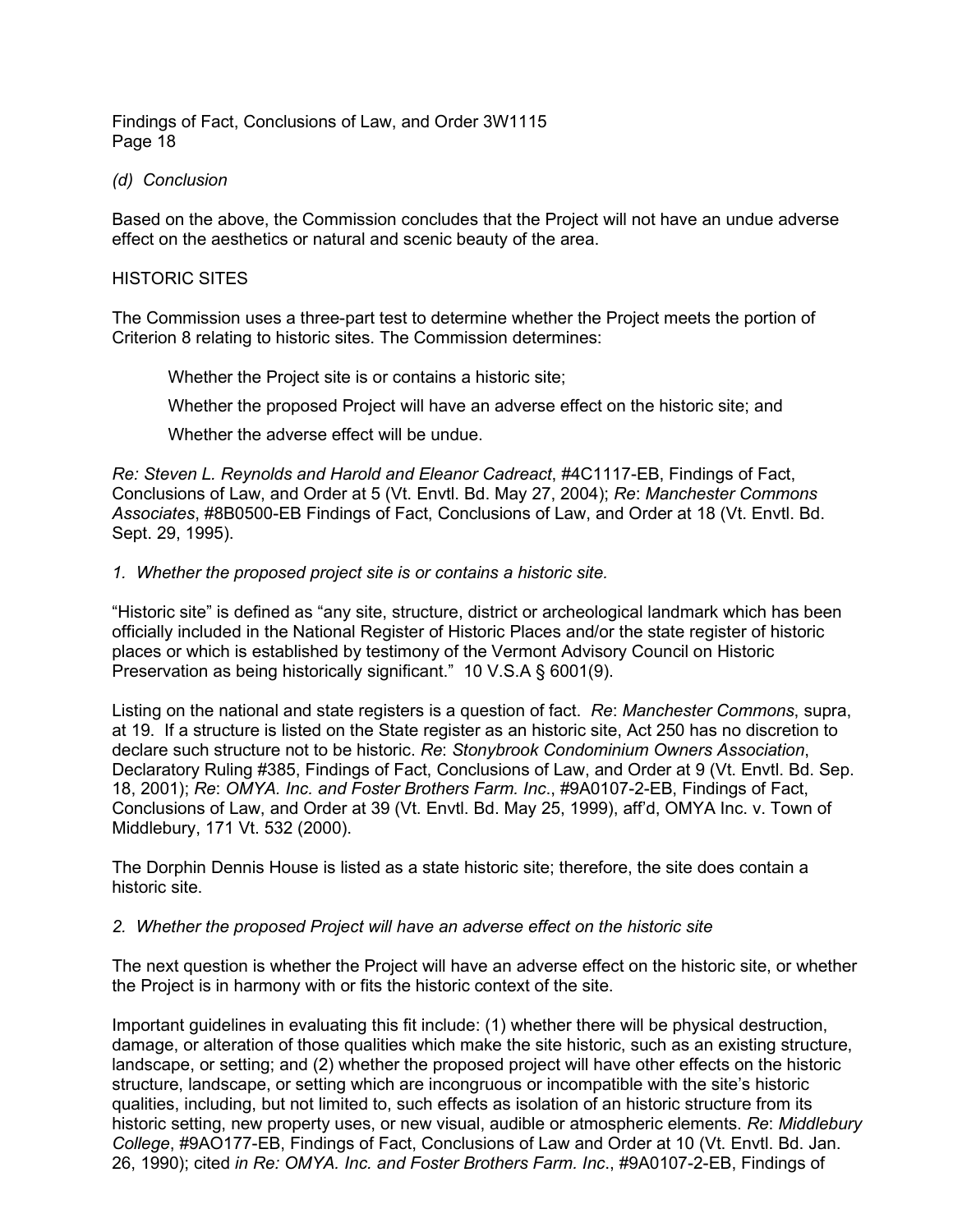*(d) Conclusion*

Based on the above, the Commission concludes that the Project will not have an undue adverse effect on the aesthetics or natural and scenic beauty of the area.

HISTORIC SITES

The Commission uses a three-part test to determine whether the Project meets the portion of Criterion 8 relating to historic sites. The Commission determines:

> Whether the Project site is or contains a historic site;
>
> Whether the proposed Project will have an adverse effect on the historic site; and
>
> Whether the adverse effect will be undue.

*Re: Steven L. Reynolds and Harold and Eleanor Cadreact*, #4C1117-EB, Findings of Fact, Conclusions of Law, and Order at 5 (Vt. Envtl. Bd. May 27, 2004); *Re*: *Manchester Commons Associates*, #8B0500-EB Findings of Fact, Conclusions of Law, and Order at 18 (Vt. Envtl. Bd. Sept. 29, 1995).

*1. Whether the proposed project site is or contains a historic site.*

"Historic site" is defined as "any site, structure, district or archeological landmark which has been officially included in the National Register of Historic Places and/or the state register of historic places or which is established by testimony of the Vermont Advisory Council on Historic Preservation as being historically significant." 10 V.S.A § 6001(9).

Listing on the national and state registers is a question of fact. *Re*: *Manchester Commons*, supra, at 19. If a structure is listed on the State register as an historic site, Act 250 has no discretion to declare such structure not to be historic. *Re*: *Stonybrook Condominium Owners Association*, Declaratory Ruling #385, Findings of Fact, Conclusions of Law, and Order at 9 (Vt. Envtl. Bd. Sep. 18, 2001); *Re*: *OMYA. Inc. and Foster Brothers Farm. Inc*., #9A0107-2-EB, Findings of Fact, Conclusions of Law, and Order at 39 (Vt. Envtl. Bd. May 25, 1999), aff'd, OMYA Inc. v. Town of Middlebury, 171 Vt. 532 (2000).

The Dorphin Dennis House is listed as a state historic site; therefore, the site does contain a historic site.

*2. Whether the proposed Project will have an adverse effect on the historic site*

The next question is whether the Project will have an adverse effect on the historic site, or whether the Project is in harmony with or fits the historic context of the site.

Important guidelines in evaluating this fit include: (1) whether there will be physical destruction, damage, or alteration of those qualities which make the site historic, such as an existing structure, landscape, or setting; and (2) whether the proposed project will have other effects on the historic structure, landscape, or setting which are incongruous or incompatible with the site's historic qualities, including, but not limited to, such effects as isolation of an historic structure from its historic setting, new property uses, or new visual, audible or atmospheric elements. *Re*: *Middlebury College*, #9AO177-EB, Findings of Fact, Conclusions of Law and Order at 10 (Vt. Envtl. Bd. Jan. 26, 1990); cited *in Re: OMYA. Inc. and Foster Brothers Farm. Inc*., #9A0107-2-EB, Findings of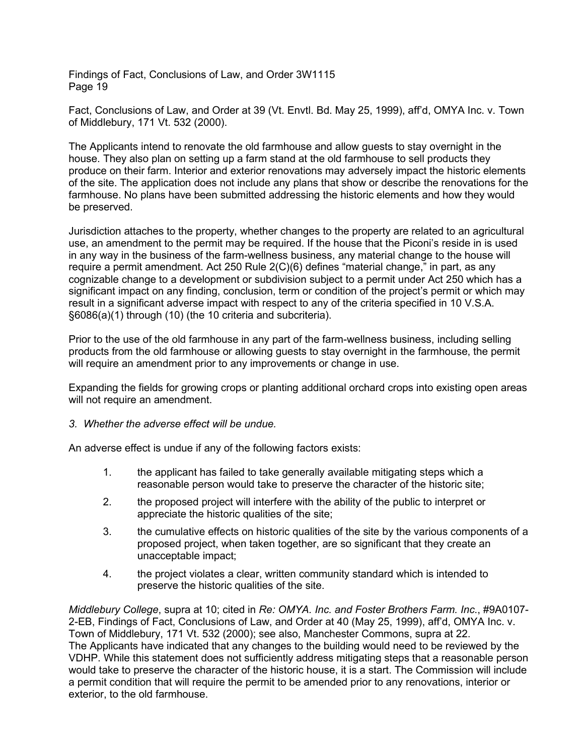Fact, Conclusions of Law, and Order at 39 (Vt. Envtl. Bd. May 25, 1999), aff'd, OMYA Inc. v. Town of Middlebury, 171 Vt. 532 (2000).

The Applicants intend to renovate the old farmhouse and allow guests to stay overnight in the house. They also plan on setting up a farm stand at the old farmhouse to sell products they produce on their farm. Interior and exterior renovations may adversely impact the historic elements of the site. The application does not include any plans that show or describe the renovations for the farmhouse. No plans have been submitted addressing the historic elements and how they would be preserved.

Jurisdiction attaches to the property, whether changes to the property are related to an agricultural use, an amendment to the permit may be required. If the house that the Piconi's reside in is used in any way in the business of the farm-wellness business, any material change to the house will require a permit amendment. Act 250 Rule 2(C)(6) defines "material change," in part, as any cognizable change to a development or subdivision subject to a permit under Act 250 which has a significant impact on any finding, conclusion, term or condition of the project's permit or which may result in a significant adverse impact with respect to any of the criteria specified in 10 V.S.A. §6086(a)(1) through (10) (the 10 criteria and subcriteria).

Prior to the use of the old farmhouse in any part of the farm-wellness business, including selling products from the old farmhouse or allowing guests to stay overnight in the farmhouse, the permit will require an amendment prior to any improvements or change in use.

Expanding the fields for growing crops or planting additional orchard crops into existing open areas will not require an amendment.

*3. Whether the adverse effect will be undue.*

An adverse effect is undue if any of the following factors exists:

1. the applicant has failed to take generally available mitigating steps which a reasonable person would take to preserve the character of the historic site;
2. the proposed project will interfere with the ability of the public to interpret or appreciate the historic qualities of the site;
3. the cumulative effects on historic qualities of the site by the various components of a proposed project, when taken together, are so significant that they create an unacceptable impact;
4. the project violates a clear, written community standard which is intended to preserve the historic qualities of the site.

*Middlebury College*, supra at 10; cited in *Re: OMYA. Inc. and Foster Brothers Farm. Inc.*, #9A0107-2-EB, Findings of Fact, Conclusions of Law, and Order at 40 (May 25, 1999), aff'd, OMYA Inc. v. Town of Middlebury, 171 Vt. 532 (2000); see also, Manchester Commons, supra at 22.
The Applicants have indicated that any changes to the building would need to be reviewed by the VDHP. While this statement does not sufficiently address mitigating steps that a reasonable person would take to preserve the character of the historic house, it is a start. The Commission will include a permit condition that will require the permit to be amended prior to any renovations, interior or exterior, to the old farmhouse.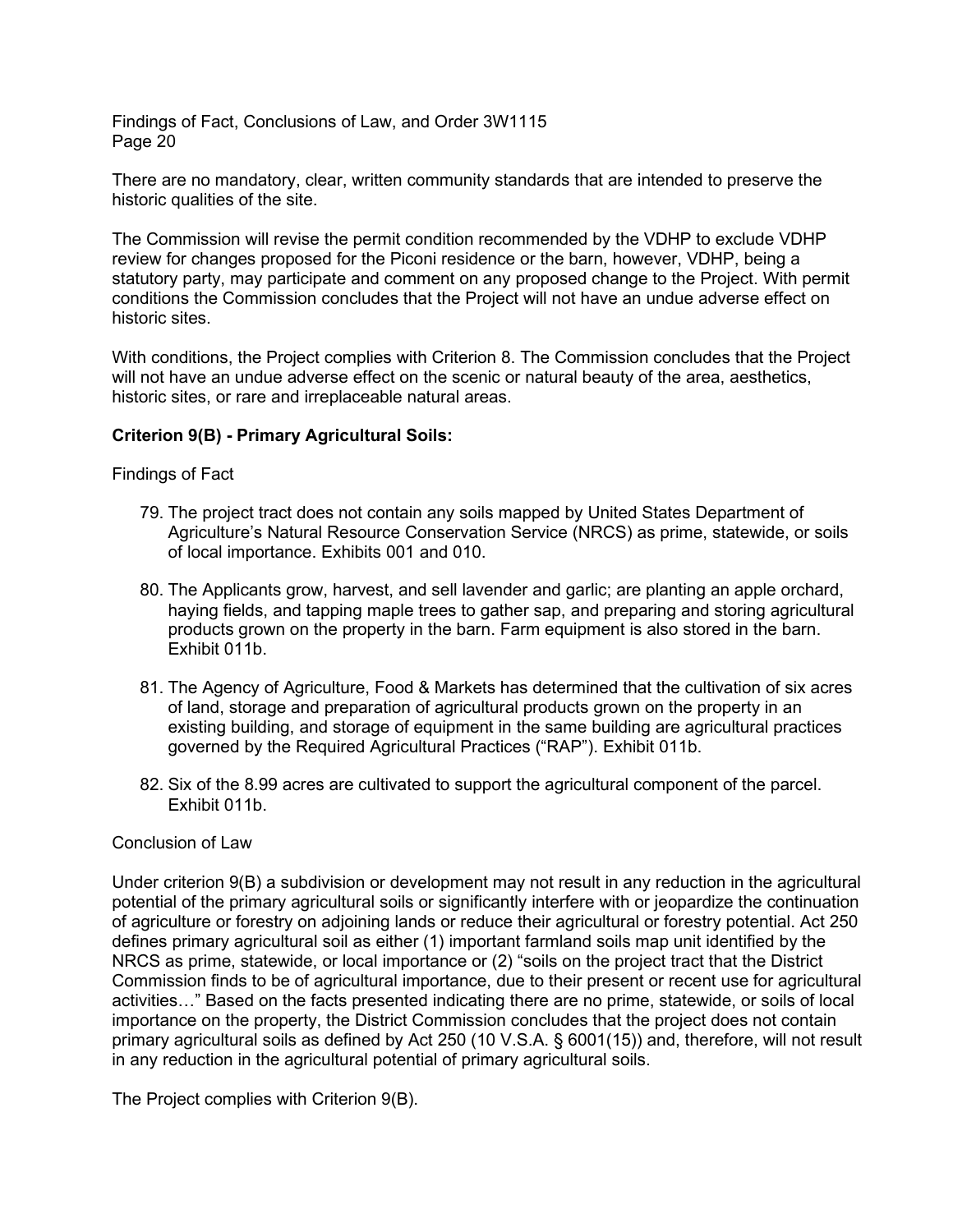There are no mandatory, clear, written community standards that are intended to preserve the historic qualities of the site.

The Commission will revise the permit condition recommended by the VDHP to exclude VDHP review for changes proposed for the Piconi residence or the barn, however, VDHP, being a statutory party, may participate and comment on any proposed change to the Project. With permit conditions the Commission concludes that the Project will not have an undue adverse effect on historic sites.

With conditions, the Project complies with Criterion 8. The Commission concludes that the Project will not have an undue adverse effect on the scenic or natural beauty of the area, aesthetics, historic sites, or rare and irreplaceable natural areas.

**Criterion 9(B) - Primary Agricultural Soils:**

Findings of Fact

79. The project tract does not contain any soils mapped by United States Department of Agriculture's Natural Resource Conservation Service (NRCS) as prime, statewide, or soils of local importance. Exhibits 001 and 010.

80. The Applicants grow, harvest, and sell lavender and garlic; are planting an apple orchard, haying fields, and tapping maple trees to gather sap, and preparing and storing agricultural products grown on the property in the barn. Farm equipment is also stored in the barn. Exhibit 011b.

81. The Agency of Agriculture, Food & Markets has determined that the cultivation of six acres of land, storage and preparation of agricultural products grown on the property in an existing building, and storage of equipment in the same building are agricultural practices governed by the Required Agricultural Practices ("RAP"). Exhibit 011b.

82. Six of the 8.99 acres are cultivated to support the agricultural component of the parcel. Exhibit 011b.

Conclusion of Law

Under criterion 9(B) a subdivision or development may not result in any reduction in the agricultural potential of the primary agricultural soils or significantly interfere with or jeopardize the continuation of agriculture or forestry on adjoining lands or reduce their agricultural or forestry potential. Act 250 defines primary agricultural soil as either (1) important farmland soils map unit identified by the NRCS as prime, statewide, or local importance or (2) "soils on the project tract that the District Commission finds to be of agricultural importance, due to their present or recent use for agricultural activities…" Based on the facts presented indicating there are no prime, statewide, or soils of local importance on the property, the District Commission concludes that the project does not contain primary agricultural soils as defined by Act 250 (10 V.S.A. § 6001(15)) and, therefore, will not result in any reduction in the agricultural potential of primary agricultural soils.

The Project complies with Criterion 9(B).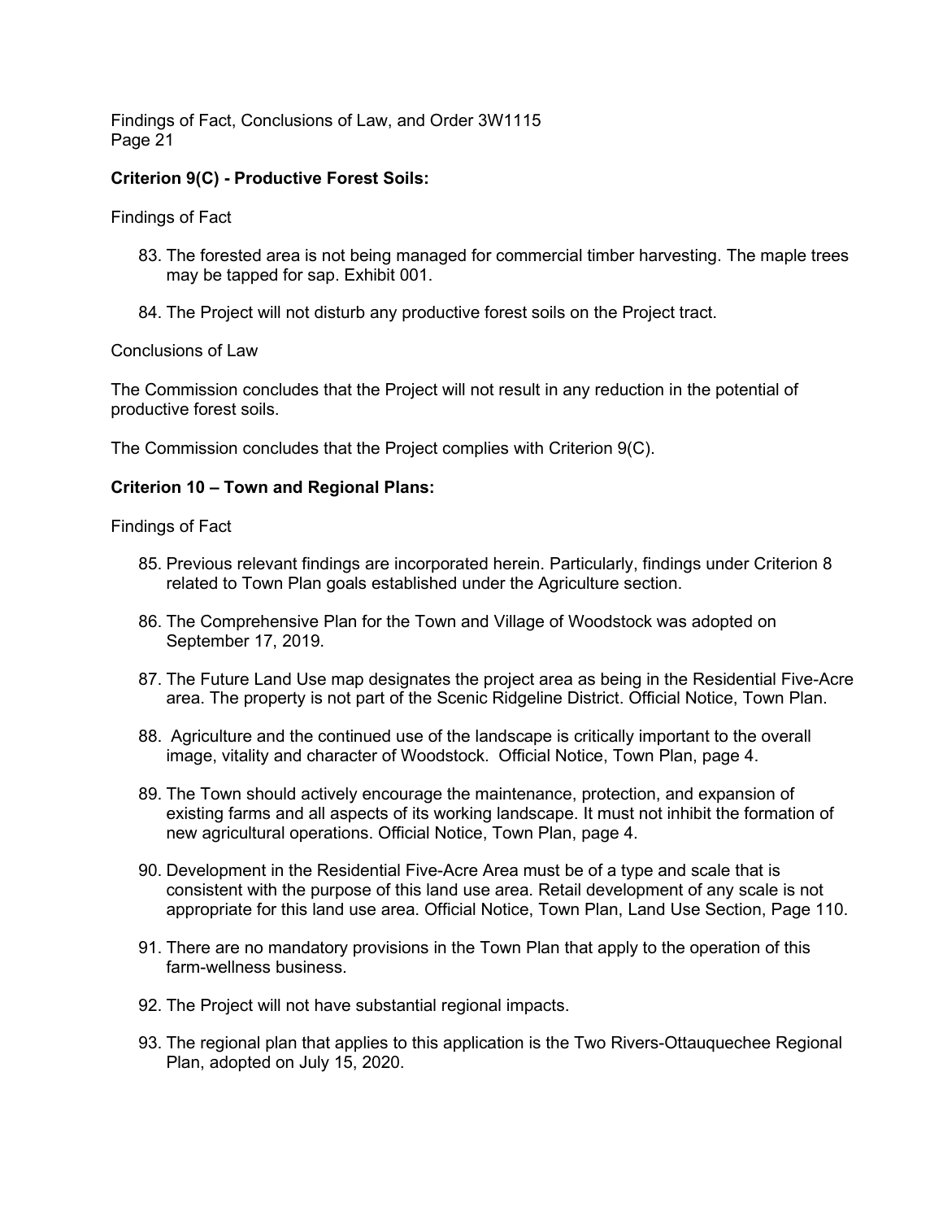**Criterion 9(C) - Productive Forest Soils:**

Findings of Fact

83. The forested area is not being managed for commercial timber harvesting. The maple trees may be tapped for sap. Exhibit 001.

84. The Project will not disturb any productive forest soils on the Project tract.

Conclusions of Law

The Commission concludes that the Project will not result in any reduction in the potential of productive forest soils.

The Commission concludes that the Project complies with Criterion 9(C).

**Criterion 10 – Town and Regional Plans:**

Findings of Fact

85. Previous relevant findings are incorporated herein. Particularly, findings under Criterion 8 related to Town Plan goals established under the Agriculture section.

86. The Comprehensive Plan for the Town and Village of Woodstock was adopted on September 17, 2019.

87. The Future Land Use map designates the project area as being in the Residential Five-Acre area. The property is not part of the Scenic Ridgeline District. Official Notice, Town Plan.

88. Agriculture and the continued use of the landscape is critically important to the overall image, vitality and character of Woodstock. Official Notice, Town Plan, page 4.

89. The Town should actively encourage the maintenance, protection, and expansion of existing farms and all aspects of its working landscape. It must not inhibit the formation of new agricultural operations. Official Notice, Town Plan, page 4.

90. Development in the Residential Five-Acre Area must be of a type and scale that is consistent with the purpose of this land use area. Retail development of any scale is not appropriate for this land use area. Official Notice, Town Plan, Land Use Section, Page 110.

91. There are no mandatory provisions in the Town Plan that apply to the operation of this farm-wellness business.

92. The Project will not have substantial regional impacts.

93. The regional plan that applies to this application is the Two Rivers-Ottauquechee Regional Plan, adopted on July 15, 2020.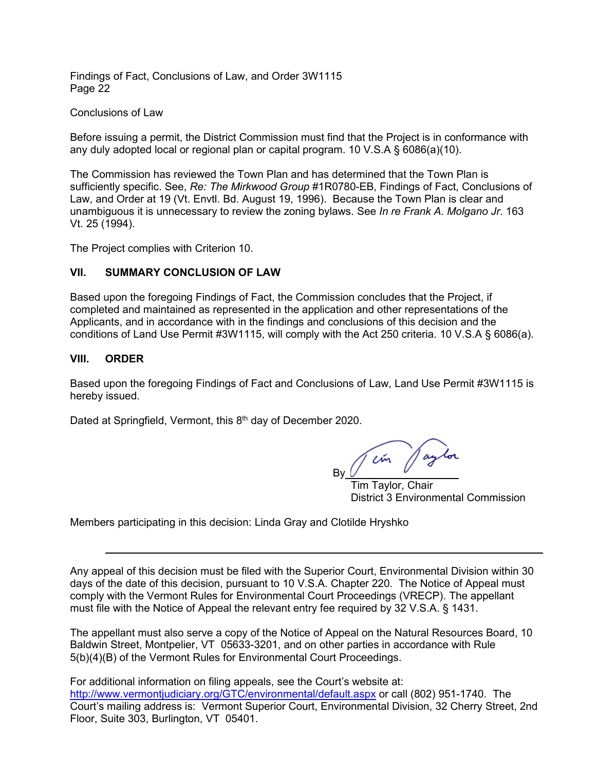Conclusions of Law

Before issuing a permit, the District Commission must find that the Project is in conformance with any duly adopted local or regional plan or capital program. 10 V.S.A § 6086(a)(10).

The Commission has reviewed the Town Plan and has determined that the Town Plan is sufficiently specific. See, *Re: The Mirkwood Group* #1R0780-EB, Findings of Fact, Conclusions of Law, and Order at 19 (Vt. Envtl. Bd. August 19, 1996). Because the Town Plan is clear and unambiguous it is unnecessary to review the zoning bylaws. See *In re Frank A. Molgano Jr*. 163 Vt. 25 (1994).

The Project complies with Criterion 10.

## VII. SUMMARY CONCLUSION OF LAW

Based upon the foregoing Findings of Fact, the Commission concludes that the Project, if completed and maintained as represented in the application and other representations of the Applicants, and in accordance with in the findings and conclusions of this decision and the conditions of Land Use Permit #3W1115, will comply with the Act 250 criteria. 10 V.S.A § 6086(a).

## VIII. ORDER

Based upon the foregoing Findings of Fact and Conclusions of Law, Land Use Permit #3W1115 is hereby issued.

Dated at Springfield, Vermont, this 8th day of December 2020.

By ______________________
Tim Taylor, Chair
District 3 Environmental Commission

Members participating in this decision: Linda Gray and Clotilde Hryshko

---

Any appeal of this decision must be filed with the Superior Court, Environmental Division within 30 days of the date of this decision, pursuant to 10 V.S.A. Chapter 220. The Notice of Appeal must comply with the Vermont Rules for Environmental Court Proceedings (VRECP). The appellant must file with the Notice of Appeal the relevant entry fee required by 32 V.S.A. § 1431.

The appellant must also serve a copy of the Notice of Appeal on the Natural Resources Board, 10 Baldwin Street, Montpelier, VT 05633-3201, and on other parties in accordance with Rule 5(b)(4)(B) of the Vermont Rules for Environmental Court Proceedings.

For additional information on filing appeals, see the Court's website at: http://www.vermontjudiciary.org/GTC/environmental/default.aspx or call (802) 951-1740. The Court's mailing address is: Vermont Superior Court, Environmental Division, 32 Cherry Street, 2nd Floor, Suite 303, Burlington, VT 05401.